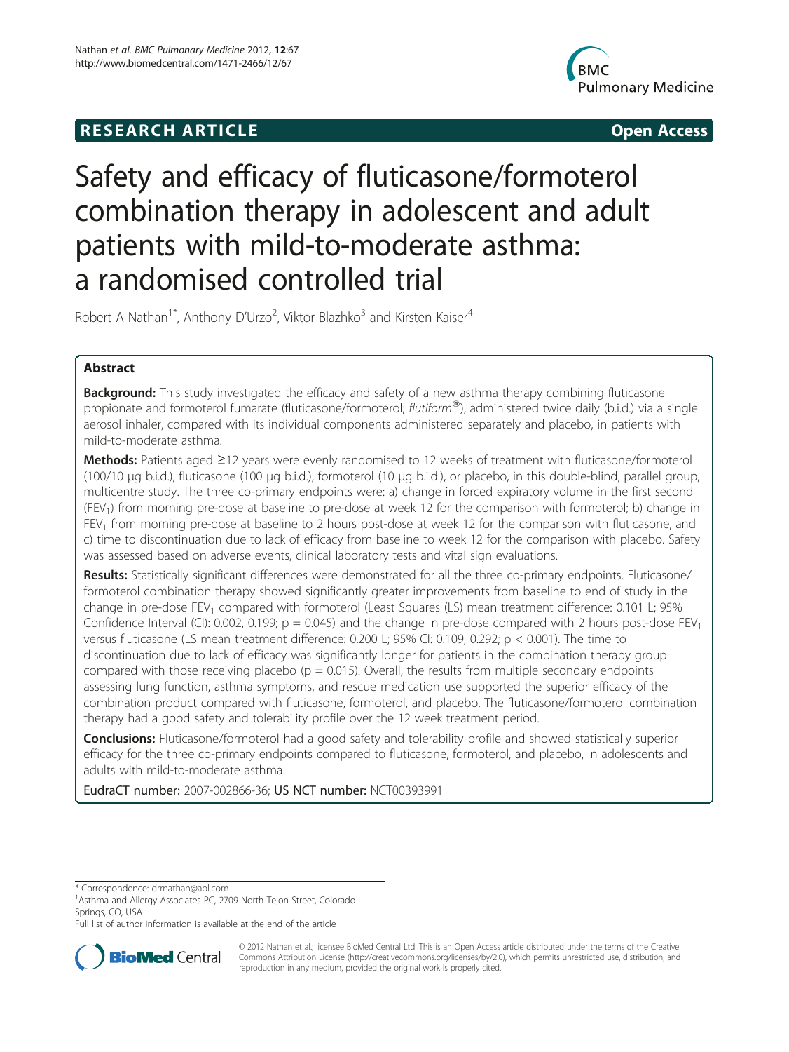RESEARCH ARTICLE **Open Access**

# Safety and efficacy of fluticasone/formoterol combination therapy in adolescent and adult patients with mild-to-moderate asthma: a randomised controlled trial

Robert A Nathan[1*], Anthony D'Urzo[2], Viktor Blazhko[3] and Kirsten Kaiser[4]

## Abstract

**Background:** This study investigated the efficacy and safety of a new asthma therapy combining fluticasone propionate and formoterol fumarate (fluticasone/formoterol; *flutiform*®), administered twice daily (b.i.d.) via a single aerosol inhaler, compared with its individual components administered separately and placebo, in patients with mild-to-moderate asthma.

**Methods:** Patients aged ≥12 years were evenly randomised to 12 weeks of treatment with fluticasone/formoterol (100/10 µg b.i.d.), fluticasone (100 µg b.i.d.), formoterol (10 µg b.i.d.), or placebo, in this double-blind, parallel group, multicentre study. The three co-primary endpoints were: a) change in forced expiratory volume in the first second ($FEV_1$) from morning pre-dose at baseline to pre-dose at week 12 for the comparison with formoterol; b) change in $FEV_1$ from morning pre-dose at baseline to 2 hours post-dose at week 12 for the comparison with fluticasone, and c) time to discontinuation due to lack of efficacy from baseline to week 12 for the comparison with placebo. Safety was assessed based on adverse events, clinical laboratory tests and vital sign evaluations.

**Results:** Statistically significant differences were demonstrated for all the three co-primary endpoints. Fluticasone/formoterol combination therapy showed significantly greater improvements from baseline to end of study in the change in pre-dose $FEV_1$ compared with formoterol (Least Squares (LS) mean treatment difference: 0.101 L; 95% Confidence Interval (CI): 0.002, 0.199; $p = 0.045$) and the change in pre-dose compared with 2 hours post-dose $FEV_1$ versus fluticasone (LS mean treatment difference: 0.200 L; 95% CI: 0.109, 0.292; $p < 0.001$). The time to discontinuation due to lack of efficacy was significantly longer for patients in the combination therapy group compared with those receiving placebo ($p = 0.015$). Overall, the results from multiple secondary endpoints assessing lung function, asthma symptoms, and rescue medication use supported the superior efficacy of the combination product compared with fluticasone, formoterol, and placebo. The fluticasone/formoterol combination therapy had a good safety and tolerability profile over the 12 week treatment period.

**Conclusions:** Fluticasone/formoterol had a good safety and tolerability profile and showed statistically superior efficacy for the three co-primary endpoints compared to fluticasone, formoterol, and placebo, in adolescents and adults with mild-to-moderate asthma.

EudraCT number: 2007-002866-36; US NCT number: NCT00393991

---

\* Correspondence: drrnathan@aol.com
[1]Asthma and Allergy Associates PC, 2709 North Tejon Street, Colorado Springs, CO, USA
Full list of author information is available at the end of the article

© 2012 Nathan et al.; licensee BioMed Central Ltd. This is an Open Access article distributed under the terms of the Creative Commons Attribution License (http://creativecommons.org/licenses/by/2.0), which permits unrestricted use, distribution, and reproduction in any medium, provided the original work is properly cited.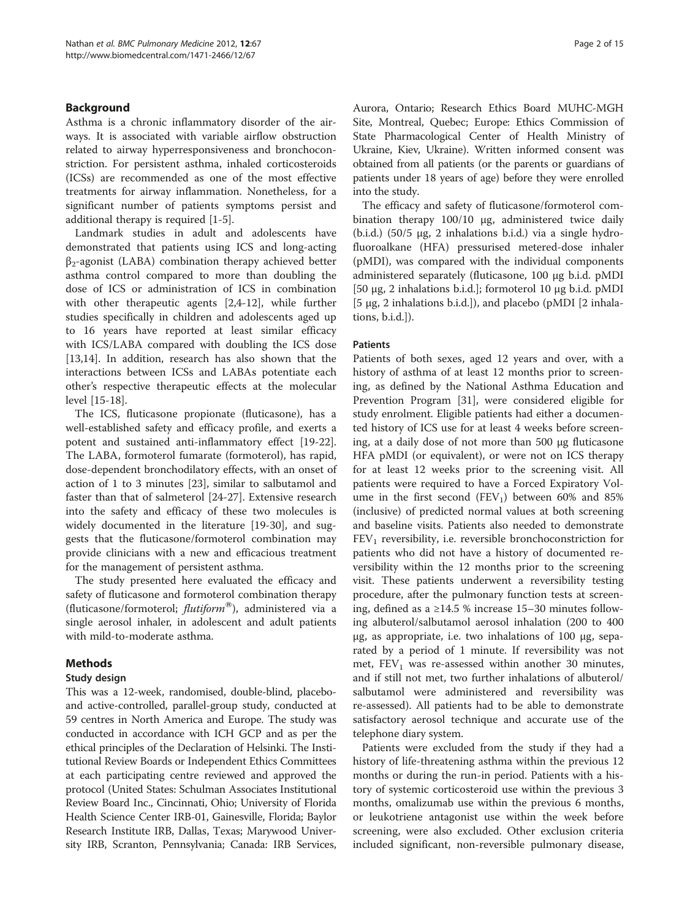## Background

Asthma is a chronic inflammatory disorder of the airways. It is associated with variable airflow obstruction related to airway hyperresponsiveness and bronchoconstriction. For persistent asthma, inhaled corticosteroids (ICSs) are recommended as one of the most effective treatments for airway inflammation. Nonetheless, for a significant number of patients symptoms persist and additional therapy is required [1-5].

Landmark studies in adult and adolescents have demonstrated that patients using ICS and long-acting $\beta_2$-agonist (LABA) combination therapy achieved better asthma control compared to more than doubling the dose of ICS or administration of ICS in combination with other therapeutic agents [2,4-12], while further studies specifically in children and adolescents aged up to 16 years have reported at least similar efficacy with ICS/LABA compared with doubling the ICS dose [13,14]. In addition, research has also shown that the interactions between ICSs and LABAs potentiate each other's respective therapeutic effects at the molecular level [15-18].

The ICS, fluticasone propionate (fluticasone), has a well-established safety and efficacy profile, and exerts a potent and sustained anti-inflammatory effect [19-22]. The LABA, formoterol fumarate (formoterol), has rapid, dose-dependent bronchodilatory effects, with an onset of action of 1 to 3 minutes [23], similar to salbutamol and faster than that of salmeterol [24-27]. Extensive research into the safety and efficacy of these two molecules is widely documented in the literature [19-30], and suggests that the fluticasone/formoterol combination may provide clinicians with a new and efficacious treatment for the management of persistent asthma.

The study presented here evaluated the efficacy and safety of fluticasone and formoterol combination therapy (fluticasone/formoterol; *flutiform®*), administered via a single aerosol inhaler, in adolescent and adult patients with mild-to-moderate asthma.

## Methods

### Study design

This was a 12-week, randomised, double-blind, placebo- and active-controlled, parallel-group study, conducted at 59 centres in North America and Europe. The study was conducted in accordance with ICH GCP and as per the ethical principles of the Declaration of Helsinki. The Institutional Review Boards or Independent Ethics Committees at each participating centre reviewed and approved the protocol (United States: Schulman Associates Institutional Review Board Inc., Cincinnati, Ohio; University of Florida Health Science Center IRB-01, Gainesville, Florida; Baylor Research Institute IRB, Dallas, Texas; Marywood University IRB, Scranton, Pennsylvania; Canada: IRB Services, Aurora, Ontario; Research Ethics Board MUHC-MGH Site, Montreal, Quebec; Europe: Ethics Commission of State Pharmacological Center of Health Ministry of Ukraine, Kiev, Ukraine). Written informed consent was obtained from all patients (or the parents or guardians of patients under 18 years of age) before they were enrolled into the study.

The efficacy and safety of fluticasone/formoterol combination therapy 100/10 μg, administered twice daily (b.i.d.) (50/5 μg, 2 inhalations b.i.d.) via a single hydrofluoroalkane (HFA) pressurised metered-dose inhaler (pMDI), was compared with the individual components administered separately (fluticasone, 100 μg b.i.d. pMDI [50 μg, 2 inhalations b.i.d.]; formoterol 10 μg b.i.d. pMDI [5 μg, 2 inhalations b.i.d.]), and placebo (pMDI [2 inhalations, b.i.d.]).

### Patients

Patients of both sexes, aged 12 years and over, with a history of asthma of at least 12 months prior to screening, as defined by the National Asthma Education and Prevention Program [31], were considered eligible for study enrolment. Eligible patients had either a documented history of ICS use for at least 4 weeks before screening, at a daily dose of not more than 500 μg fluticasone HFA pMDI (or equivalent), or were not on ICS therapy for at least 12 weeks prior to the screening visit. All patients were required to have a Forced Expiratory Volume in the first second ($FEV_1$) between 60% and 85% (inclusive) of predicted normal values at both screening and baseline visits. Patients also needed to demonstrate $FEV_1$ reversibility, i.e. reversible bronchoconstriction for patients who did not have a history of documented reversibility within the 12 months prior to the screening visit. These patients underwent a reversibility testing procedure, after the pulmonary function tests at screening, defined as a ≥14.5 % increase 15–30 minutes following albuterol/salbutamol aerosol inhalation (200 to 400 μg, as appropriate, i.e. two inhalations of 100 μg, separated by a period of 1 minute. If reversibility was not met, $FEV_1$ was re-assessed within another 30 minutes, and if still not met, two further inhalations of albuterol/salbutamol were administered and reversibility was re-assessed). All patients had to be able to demonstrate satisfactory aerosol technique and accurate use of the telephone diary system.

Patients were excluded from the study if they had a history of life-threatening asthma within the previous 12 months or during the run-in period. Patients with a history of systemic corticosteroid use within the previous 3 months, omalizumab use within the previous 6 months, or leukotriene antagonist use within the week before screening, were also excluded. Other exclusion criteria included significant, non-reversible pulmonary disease,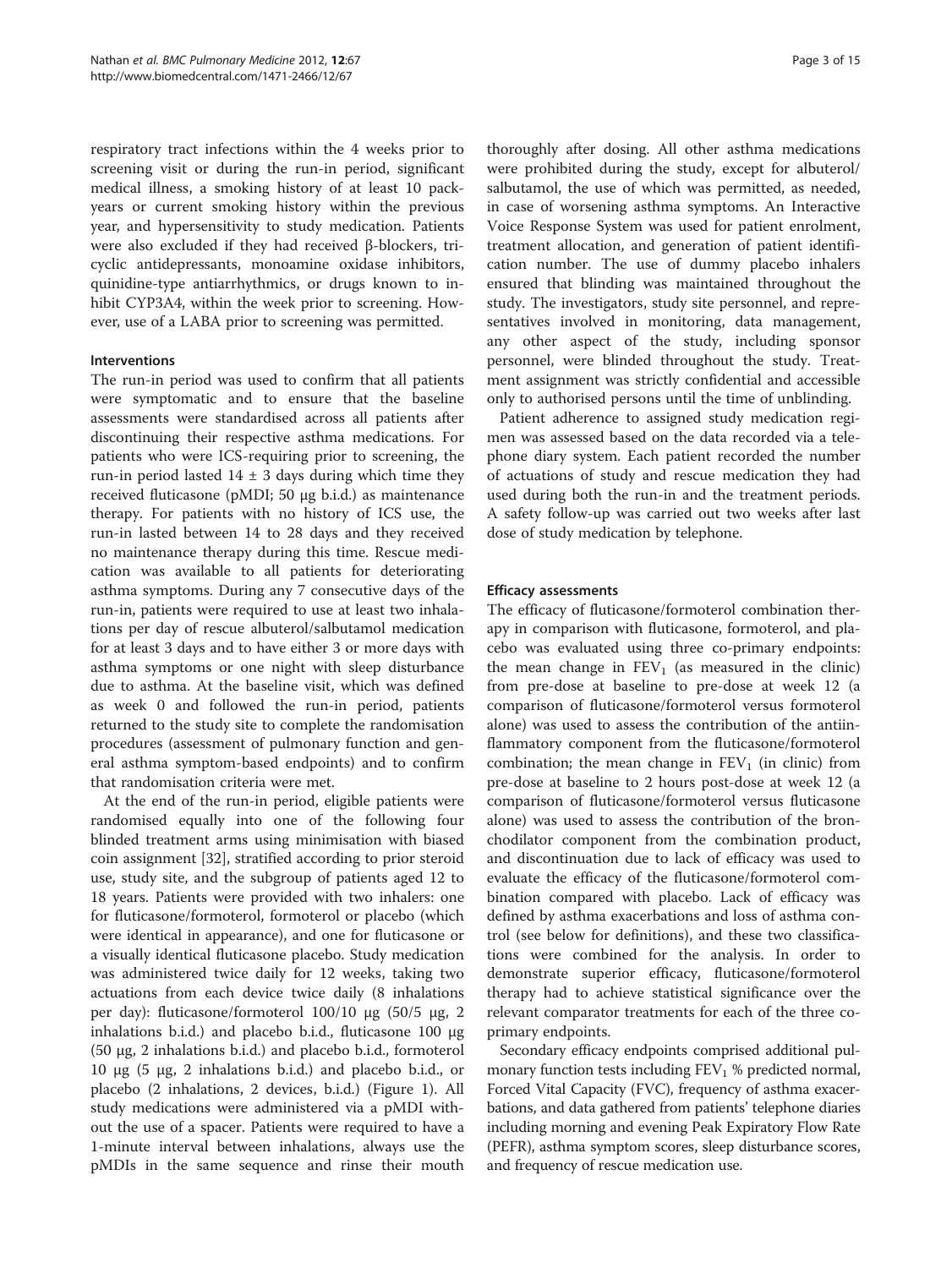respiratory tract infections within the 4 weeks prior to screening visit or during the run-in period, significant medical illness, a smoking history of at least 10 pack-years or current smoking history within the previous year, and hypersensitivity to study medication. Patients were also excluded if they had received β-blockers, tricyclic antidepressants, monoamine oxidase inhibitors, quinidine-type antiarrhythmics, or drugs known to inhibit CYP3A4, within the week prior to screening. However, use of a LABA prior to screening was permitted.

### Interventions

The run-in period was used to confirm that all patients were symptomatic and to ensure that the baseline assessments were standardised across all patients after discontinuing their respective asthma medications. For patients who were ICS-requiring prior to screening, the run-in period lasted 14 ± 3 days during which time they received fluticasone (pMDI; 50 μg b.i.d.) as maintenance therapy. For patients with no history of ICS use, the run-in lasted between 14 to 28 days and they received no maintenance therapy during this time. Rescue medication was available to all patients for deteriorating asthma symptoms. During any 7 consecutive days of the run-in, patients were required to use at least two inhalations per day of rescue albuterol/salbutamol medication for at least 3 days and to have either 3 or more days with asthma symptoms or one night with sleep disturbance due to asthma. At the baseline visit, which was defined as week 0 and followed the run-in period, patients returned to the study site to complete the randomisation procedures (assessment of pulmonary function and general asthma symptom-based endpoints) and to confirm that randomisation criteria were met.

At the end of the run-in period, eligible patients were randomised equally into one of the following four blinded treatment arms using minimisation with biased coin assignment [32], stratified according to prior steroid use, study site, and the subgroup of patients aged 12 to 18 years. Patients were provided with two inhalers: one for fluticasone/formoterol, formoterol or placebo (which were identical in appearance), and one for fluticasone or a visually identical fluticasone placebo. Study medication was administered twice daily for 12 weeks, taking two actuations from each device twice daily (8 inhalations per day): fluticasone/formoterol 100/10 μg (50/5 μg, 2 inhalations b.i.d.) and placebo b.i.d., fluticasone 100 μg (50 μg, 2 inhalations b.i.d.) and placebo b.i.d., formoterol 10 μg (5 μg, 2 inhalations b.i.d.) and placebo b.i.d., or placebo (2 inhalations, 2 devices, b.i.d.) (Figure 1). All study medications were administered via a pMDI without the use of a spacer. Patients were required to have a 1-minute interval between inhalations, always use the pMDIs in the same sequence and rinse their mouth thoroughly after dosing. All other asthma medications were prohibited during the study, except for albuterol/salbutamol, the use of which was permitted, as needed, in case of worsening asthma symptoms. An Interactive Voice Response System was used for patient enrolment, treatment allocation, and generation of patient identification number. The use of dummy placebo inhalers ensured that blinding was maintained throughout the study. The investigators, study site personnel, and representatives involved in monitoring, data management, any other aspect of the study, including sponsor personnel, were blinded throughout the study. Treatment assignment was strictly confidential and accessible only to authorised persons until the time of unblinding.

Patient adherence to assigned study medication regimen was assessed based on the data recorded via a telephone diary system. Each patient recorded the number of actuations of study and rescue medication they had used during both the run-in and the treatment periods. A safety follow-up was carried out two weeks after last dose of study medication by telephone.

### Efficacy assessments

The efficacy of fluticasone/formoterol combination therapy in comparison with fluticasone, formoterol, and placebo was evaluated using three co-primary endpoints: the mean change in $FEV_1$ (as measured in the clinic) from pre-dose at baseline to pre-dose at week 12 (a comparison of fluticasone/formoterol versus formoterol alone) was used to assess the contribution of the antiinflammatory component from the fluticasone/formoterol combination; the mean change in $FEV_1$ (in clinic) from pre-dose at baseline to 2 hours post-dose at week 12 (a comparison of fluticasone/formoterol versus fluticasone alone) was used to assess the contribution of the bronchodilator component from the combination product, and discontinuation due to lack of efficacy was used to evaluate the efficacy of the fluticasone/formoterol combination compared with placebo. Lack of efficacy was defined by asthma exacerbations and loss of asthma control (see below for definitions), and these two classifications were combined for the analysis. In order to demonstrate superior efficacy, fluticasone/formoterol therapy had to achieve statistical significance over the relevant comparator treatments for each of the three co-primary endpoints.

Secondary efficacy endpoints comprised additional pulmonary function tests including $FEV_1$ % predicted normal, Forced Vital Capacity (FVC), frequency of asthma exacerbations, and data gathered from patients' telephone diaries including morning and evening Peak Expiratory Flow Rate (PEFR), asthma symptom scores, sleep disturbance scores, and frequency of rescue medication use.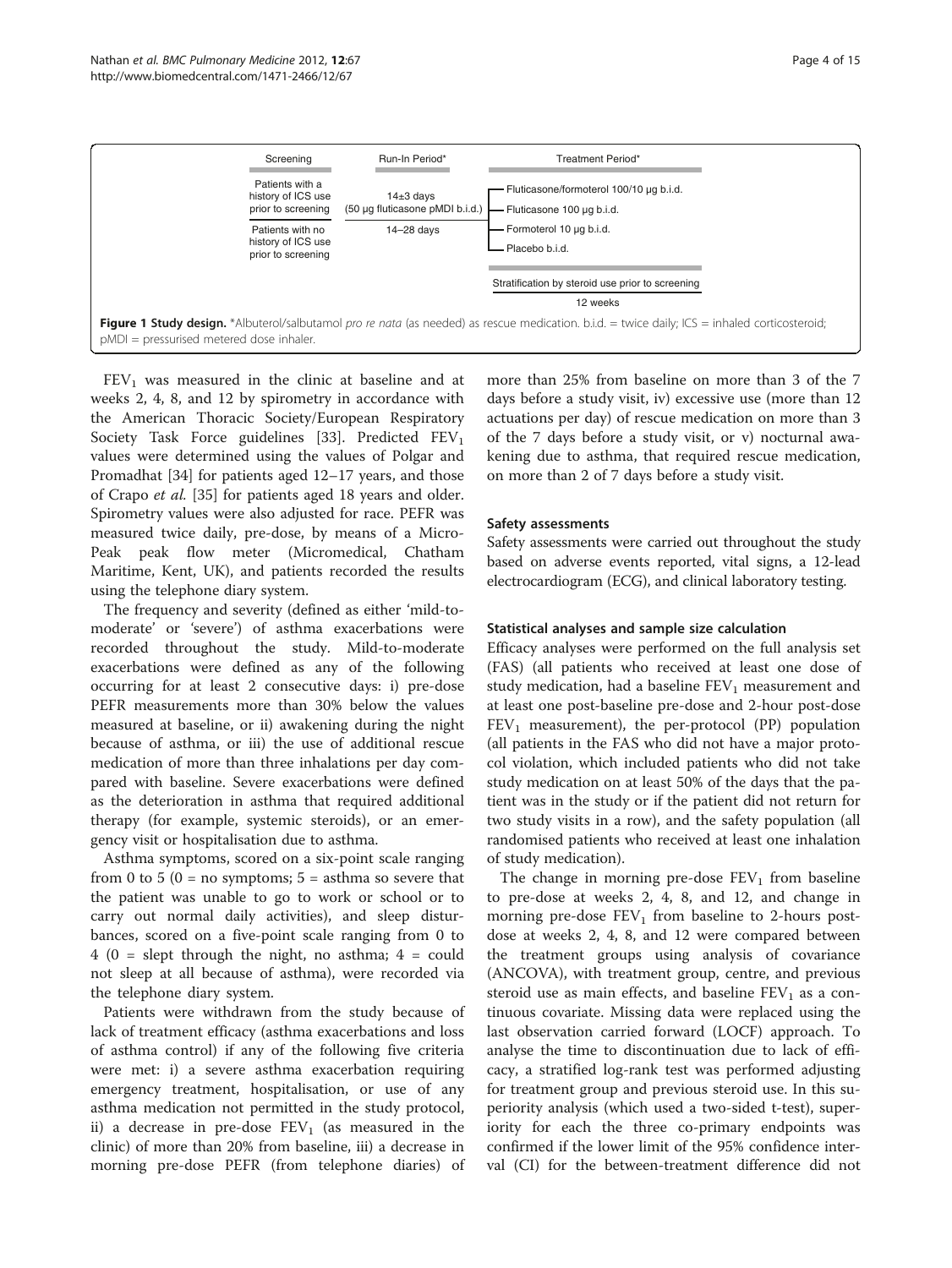| Screening | Run-In Period* | Treatment Period* |
|---|---|---|
| Patients with a history of ICS use prior to screening | 14±3 days (50 µg fluticasone pMDI b.i.d.) | Fluticasone/formoterol 100/10 µg b.i.d. |
| | | Fluticasone 100 µg b.i.d. |
| Patients with no history of ICS use prior to screening | 14–28 days | Formoterol 10 µg b.i.d. |
| | | Placebo b.i.d. |
| | | Stratification by steroid use prior to screening |
| | | 12 weeks |

**Figure 1 Study design.** *Albuterol/salbutamol *pro re nata* (as needed) as rescue medication. b.i.d. = twice daily; ICS = inhaled corticosteroid; pMDI = pressurised metered dose inhaler.

$FEV_1$ was measured in the clinic at baseline and at weeks 2, 4, 8, and 12 by spirometry in accordance with the American Thoracic Society/European Respiratory Society Task Force guidelines [33]. Predicted $FEV_1$ values were determined using the values of Polgar and Promadhat [34] for patients aged 12–17 years, and those of Crapo *et al.* [35] for patients aged 18 years and older. Spirometry values were also adjusted for race. PEFR was measured twice daily, pre-dose, by means of a Micro-Peak peak flow meter (Micromedical, Chatham Maritime, Kent, UK), and patients recorded the results using the telephone diary system.

The frequency and severity (defined as either 'mild-to-moderate' or 'severe') of asthma exacerbations were recorded throughout the study. Mild-to-moderate exacerbations were defined as any of the following occurring for at least 2 consecutive days: i) pre-dose PEFR measurements more than 30% below the values measured at baseline, or ii) awakening during the night because of asthma, or iii) the use of additional rescue medication of more than three inhalations per day compared with baseline. Severe exacerbations were defined as the deterioration in asthma that required additional therapy (for example, systemic steroids), or an emergency visit or hospitalisation due to asthma.

Asthma symptoms, scored on a six-point scale ranging from 0 to 5 (0 = no symptoms; 5 = asthma so severe that the patient was unable to go to work or school or to carry out normal daily activities), and sleep disturbances, scored on a five-point scale ranging from 0 to 4 (0 = slept through the night, no asthma; 4 = could not sleep at all because of asthma), were recorded via the telephone diary system.

Patients were withdrawn from the study because of lack of treatment efficacy (asthma exacerbations and loss of asthma control) if any of the following five criteria were met: i) a severe asthma exacerbation requiring emergency treatment, hospitalisation, or use of any asthma medication not permitted in the study protocol, ii) a decrease in pre-dose $FEV_1$ (as measured in the clinic) of more than 20% from baseline, iii) a decrease in morning pre-dose PEFR (from telephone diaries) of more than 25% from baseline on more than 3 of the 7 days before a study visit, iv) excessive use (more than 12 actuations per day) of rescue medication on more than 3 of the 7 days before a study visit, or v) nocturnal awakening due to asthma, that required rescue medication, on more than 2 of 7 days before a study visit.

### Safety assessments

Safety assessments were carried out throughout the study based on adverse events reported, vital signs, a 12-lead electrocardiogram (ECG), and clinical laboratory testing.

### Statistical analyses and sample size calculation

Efficacy analyses were performed on the full analysis set (FAS) (all patients who received at least one dose of study medication, had a baseline $FEV_1$ measurement and at least one post-baseline pre-dose and 2-hour post-dose $FEV_1$ measurement), the per-protocol (PP) population (all patients in the FAS who did not have a major protocol violation, which included patients who did not take study medication on at least 50% of the days that the patient was in the study or if the patient did not return for two study visits in a row), and the safety population (all randomised patients who received at least one inhalation of study medication).

The change in morning pre-dose $FEV_1$ from baseline to pre-dose at weeks 2, 4, 8, and 12, and change in morning pre-dose $FEV_1$ from baseline to 2-hours post-dose at weeks 2, 4, 8, and 12 were compared between the treatment groups using analysis of covariance (ANCOVA), with treatment group, centre, and previous steroid use as main effects, and baseline $FEV_1$ as a continuous covariate. Missing data were replaced using the last observation carried forward (LOCF) approach. To analyse the time to discontinuation due to lack of efficacy, a stratified log-rank test was performed adjusting for treatment group and previous steroid use. In this superiority analysis (which used a two-sided t-test), superiority for each the three co-primary endpoints was confirmed if the lower limit of the 95% confidence interval (CI) for the between-treatment difference did not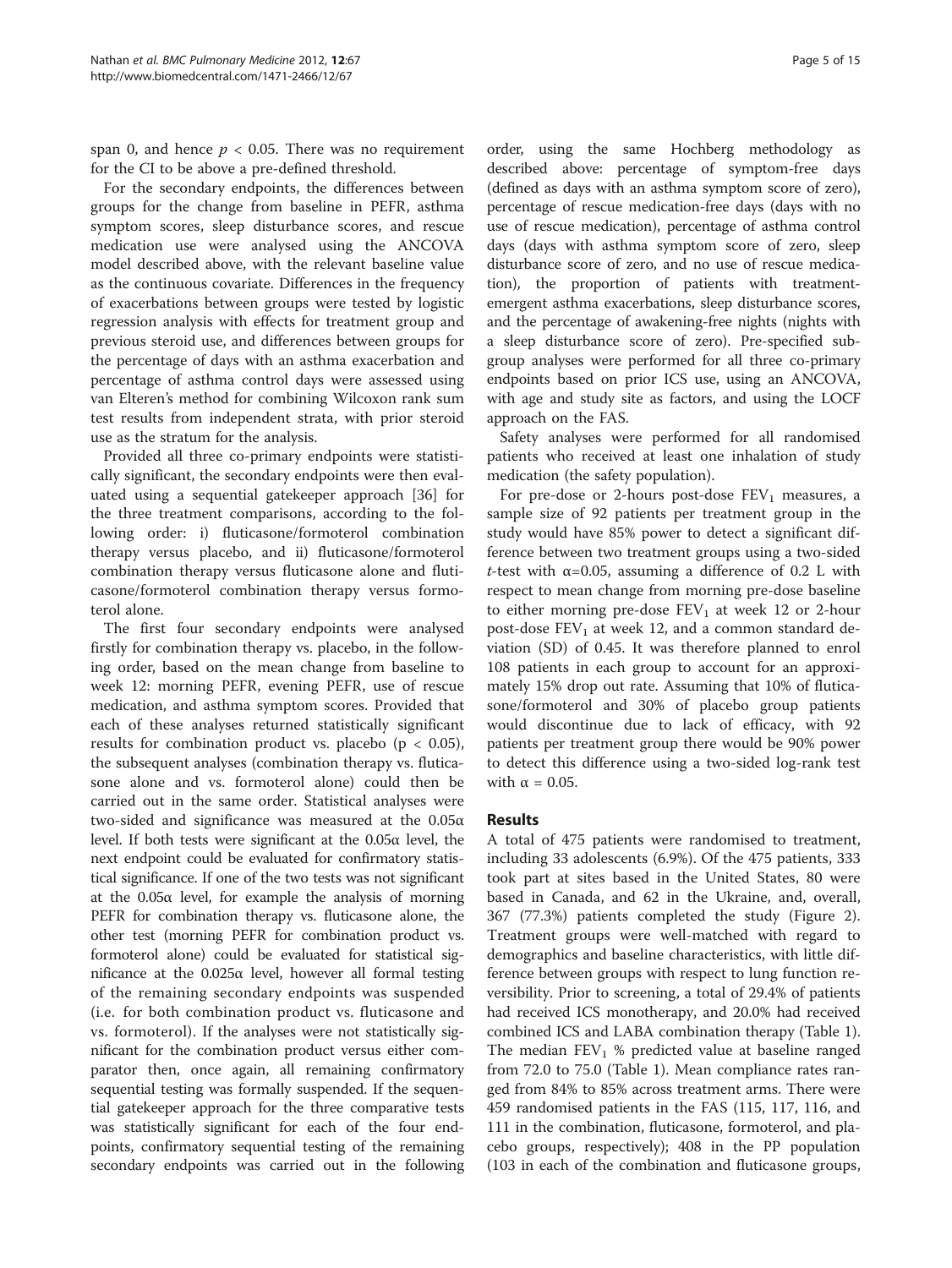span 0, and hence $p < 0.05$. There was no requirement for the CI to be above a pre-defined threshold.

For the secondary endpoints, the differences between groups for the change from baseline in PEFR, asthma symptom scores, sleep disturbance scores, and rescue medication use were analysed using the ANCOVA model described above, with the relevant baseline value as the continuous covariate. Differences in the frequency of exacerbations between groups were tested by logistic regression analysis with effects for treatment group and previous steroid use, and differences between groups for the percentage of days with an asthma exacerbation and percentage of asthma control days were assessed using van Elteren's method for combining Wilcoxon rank sum test results from independent strata, with prior steroid use as the stratum for the analysis.

Provided all three co-primary endpoints were statistically significant, the secondary endpoints were then evaluated using a sequential gatekeeper approach [36] for the three treatment comparisons, according to the following order: i) fluticasone/formoterol combination therapy versus placebo, and ii) fluticasone/formoterol combination therapy versus fluticasone alone and fluticasone/formoterol combination therapy versus formoterol alone.

The first four secondary endpoints were analysed firstly for combination therapy vs. placebo, in the following order, based on the mean change from baseline to week 12: morning PEFR, evening PEFR, use of rescue medication, and asthma symptom scores. Provided that each of these analyses returned statistically significant results for combination product vs. placebo ($p < 0.05$), the subsequent analyses (combination therapy vs. fluticasone alone and vs. formoterol alone) could then be carried out in the same order. Statistical analyses were two-sided and significance was measured at the $0.05\alpha$ level. If both tests were significant at the $0.05\alpha$ level, the next endpoint could be evaluated for confirmatory statistical significance. If one of the two tests was not significant at the $0.05\alpha$ level, for example the analysis of morning PEFR for combination therapy vs. fluticasone alone, the other test (morning PEFR for combination product vs. formoterol alone) could be evaluated for statistical significance at the $0.025\alpha$ level, however all formal testing of the remaining secondary endpoints was suspended (i.e. for both combination product vs. fluticasone and vs. formoterol). If the analyses were not statistically significant for the combination product versus either comparator then, once again, all remaining confirmatory sequential testing was formally suspended. If the sequential gatekeeper approach for the three comparative tests was statistically significant for each of the four endpoints, confirmatory sequential testing of the remaining secondary endpoints was carried out in the following order, using the same Hochberg methodology as described above: percentage of symptom-free days (defined as days with an asthma symptom score of zero), percentage of rescue medication-free days (days with no use of rescue medication), percentage of asthma control days (days with asthma symptom score of zero, sleep disturbance score of zero, and no use of rescue medication), the proportion of patients with treatment-emergent asthma exacerbations, sleep disturbance scores, and the percentage of awakening-free nights (nights with a sleep disturbance score of zero). Pre-specified subgroup analyses were performed for all three co-primary endpoints based on prior ICS use, using an ANCOVA, with age and study site as factors, and using the LOCF approach on the FAS.

Safety analyses were performed for all randomised patients who received at least one inhalation of study medication (the safety population).

For pre-dose or 2-hours post-dose $FEV_1$ measures, a sample size of 92 patients per treatment group in the study would have 85% power to detect a significant difference between two treatment groups using a two-sided $t$-test with $\alpha$=0.05, assuming a difference of 0.2 L with respect to mean change from morning pre-dose baseline to either morning pre-dose $FEV_1$ at week 12 or 2-hour post-dose $FEV_1$ at week 12, and a common standard deviation (SD) of 0.45. It was therefore planned to enrol 108 patients in each group to account for an approximately 15% drop out rate. Assuming that 10% of fluticasone/formoterol and 30% of placebo group patients would discontinue due to lack of efficacy, with 92 patients per treatment group there would be 90% power to detect this difference using a two-sided log-rank test with $\alpha$ = 0.05.

## Results

A total of 475 patients were randomised to treatment, including 33 adolescents (6.9%). Of the 475 patients, 333 took part at sites based in the United States, 80 were based in Canada, and 62 in the Ukraine, and, overall, 367 (77.3%) patients completed the study (Figure 2). Treatment groups were well-matched with regard to demographics and baseline characteristics, with little difference between groups with respect to lung function reversibility. Prior to screening, a total of 29.4% of patients had received ICS monotherapy, and 20.0% had received combined ICS and LABA combination therapy (Table 1). The median $FEV_1$ % predicted value at baseline ranged from 72.0 to 75.0 (Table 1). Mean compliance rates ranged from 84% to 85% across treatment arms. There were 459 randomised patients in the FAS (115, 117, 116, and 111 in the combination, fluticasone, formoterol, and placebo groups, respectively); 408 in the PP population (103 in each of the combination and fluticasone groups,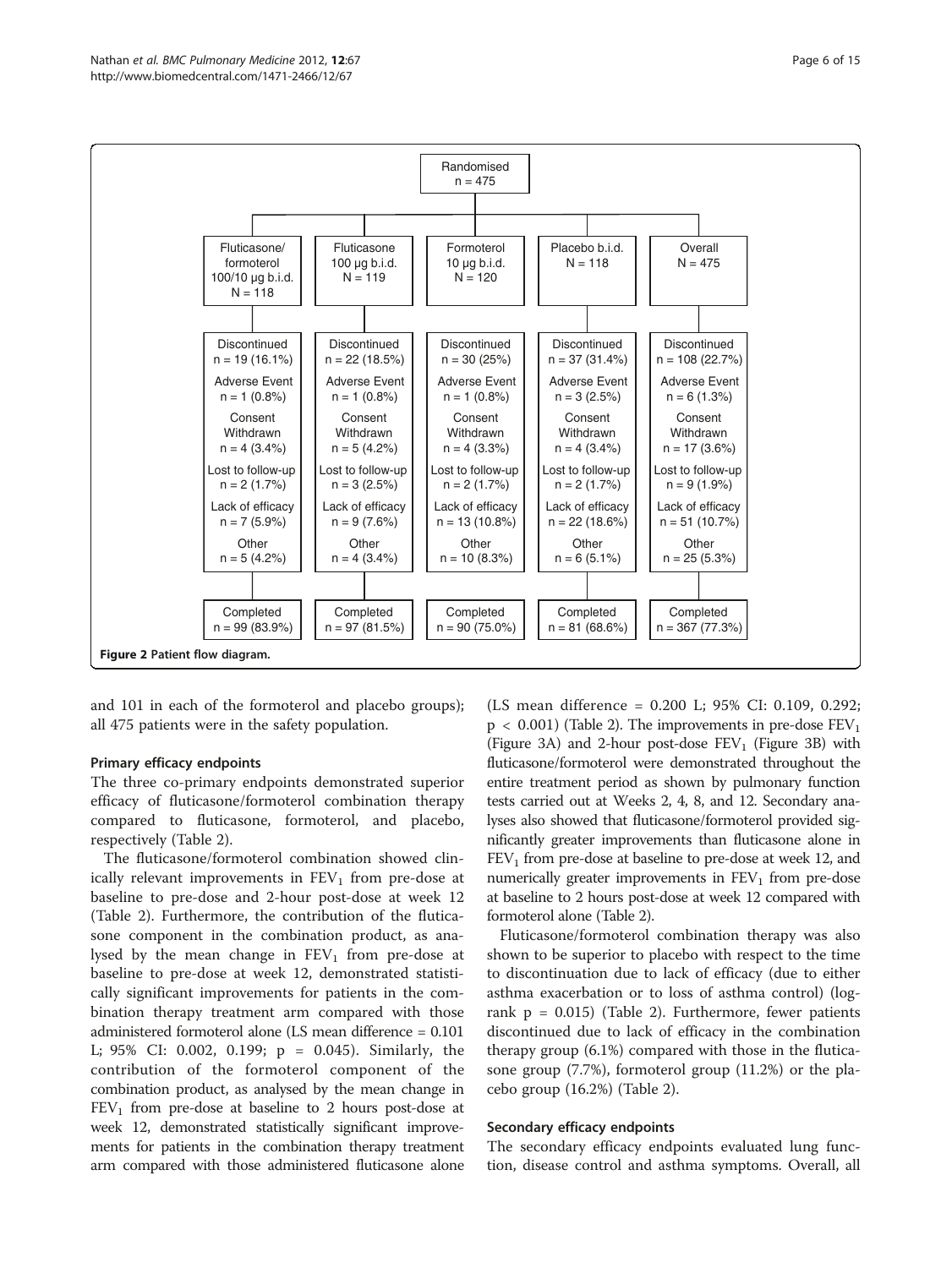Randomised
n = 475

| Fluticasone/ formoterol 100/10 µg b.i.d. N = 118 | Fluticasone 100 µg b.i.d. N = 119 | Formoterol 10 µg b.i.d. N = 120 | Placebo b.i.d. N = 118 | Overall N = 475 |
|---|---|---|---|---|
| Discontinued n = 19 (16.1%) | Discontinued n = 22 (18.5%) | Discontinued n = 30 (25%) | Discontinued n = 37 (31.4%) | Discontinued n = 108 (22.7%) |
| Adverse Event n = 1 (0.8%) | Adverse Event n = 1 (0.8%) | Adverse Event n = 1 (0.8%) | Adverse Event n = 3 (2.5%) | Adverse Event n = 6 (1.3%) |
| Consent Withdrawn n = 4 (3.4%) | Consent Withdrawn n = 5 (4.2%) | Consent Withdrawn n = 4 (3.3%) | Consent Withdrawn n = 4 (3.4%) | Consent Withdrawn n = 17 (3.6%) |
| Lost to follow-up n = 2 (1.7%) | Lost to follow-up n = 3 (2.5%) | Lost to follow-up n = 2 (1.7%) | Lost to follow-up n = 2 (1.7%) | Lost to follow-up n = 9 (1.9%) |
| Lack of efficacy n = 7 (5.9%) | Lack of efficacy n = 9 (7.6%) | Lack of efficacy n = 13 (10.8%) | Lack of efficacy n = 22 (18.6%) | Lack of efficacy n = 51 (10.7%) |
| Other n = 5 (4.2%) | Other n = 4 (3.4%) | Other n = 10 (8.3%) | Other n = 6 (5.1%) | Other n = 25 (5.3%) |
| Completed n = 99 (83.9%) | Completed n = 97 (81.5%) | Completed n = 90 (75.0%) | Completed n = 81 (68.6%) | Completed n = 367 (77.3%) |

**Figure 2** Patient flow diagram.

and 101 in each of the formoterol and placebo groups); all 475 patients were in the safety population.

### Primary efficacy endpoints

The three co-primary endpoints demonstrated superior efficacy of fluticasone/formoterol combination therapy compared to fluticasone, formoterol, and placebo, respectively (Table 2).

The fluticasone/formoterol combination showed clinically relevant improvements in $FEV_1$ from pre-dose at baseline to pre-dose and 2-hour post-dose at week 12 (Table 2). Furthermore, the contribution of the fluticasone component in the combination product, as analysed by the mean change in $FEV_1$ from pre-dose at baseline to pre-dose at week 12, demonstrated statistically significant improvements for patients in the combination therapy treatment arm compared with those administered formoterol alone (LS mean difference = 0.101 L; 95% CI: 0.002, 0.199; $p = 0.045$). Similarly, the contribution of the formoterol component of the combination product, as analysed by the mean change in $FEV_1$ from pre-dose at baseline to 2 hours post-dose at week 12, demonstrated statistically significant improvements for patients in the combination therapy treatment arm compared with those administered fluticasone alone (LS mean difference = 0.200 L; 95% CI: 0.109, 0.292; $p < 0.001$) (Table 2). The improvements in pre-dose $FEV_1$ (Figure 3A) and 2-hour post-dose $FEV_1$ (Figure 3B) with fluticasone/formoterol were demonstrated throughout the entire treatment period as shown by pulmonary function tests carried out at Weeks 2, 4, 8, and 12. Secondary analyses also showed that fluticasone/formoterol provided significantly greater improvements than fluticasone alone in $FEV_1$ from pre-dose at baseline to pre-dose at week 12, and numerically greater improvements in $FEV_1$ from pre-dose at baseline to 2 hours post-dose at week 12 compared with formoterol alone (Table 2).

Fluticasone/formoterol combination therapy was also shown to be superior to placebo with respect to the time to discontinuation due to lack of efficacy (due to either asthma exacerbation or to loss of asthma control) (log-rank $p = 0.015$) (Table 2). Furthermore, fewer patients discontinued due to lack of efficacy in the combination therapy group (6.1%) compared with those in the fluticasone group (7.7%), formoterol group (11.2%) or the placebo group (16.2%) (Table 2).

### Secondary efficacy endpoints

The secondary efficacy endpoints evaluated lung function, disease control and asthma symptoms. Overall, all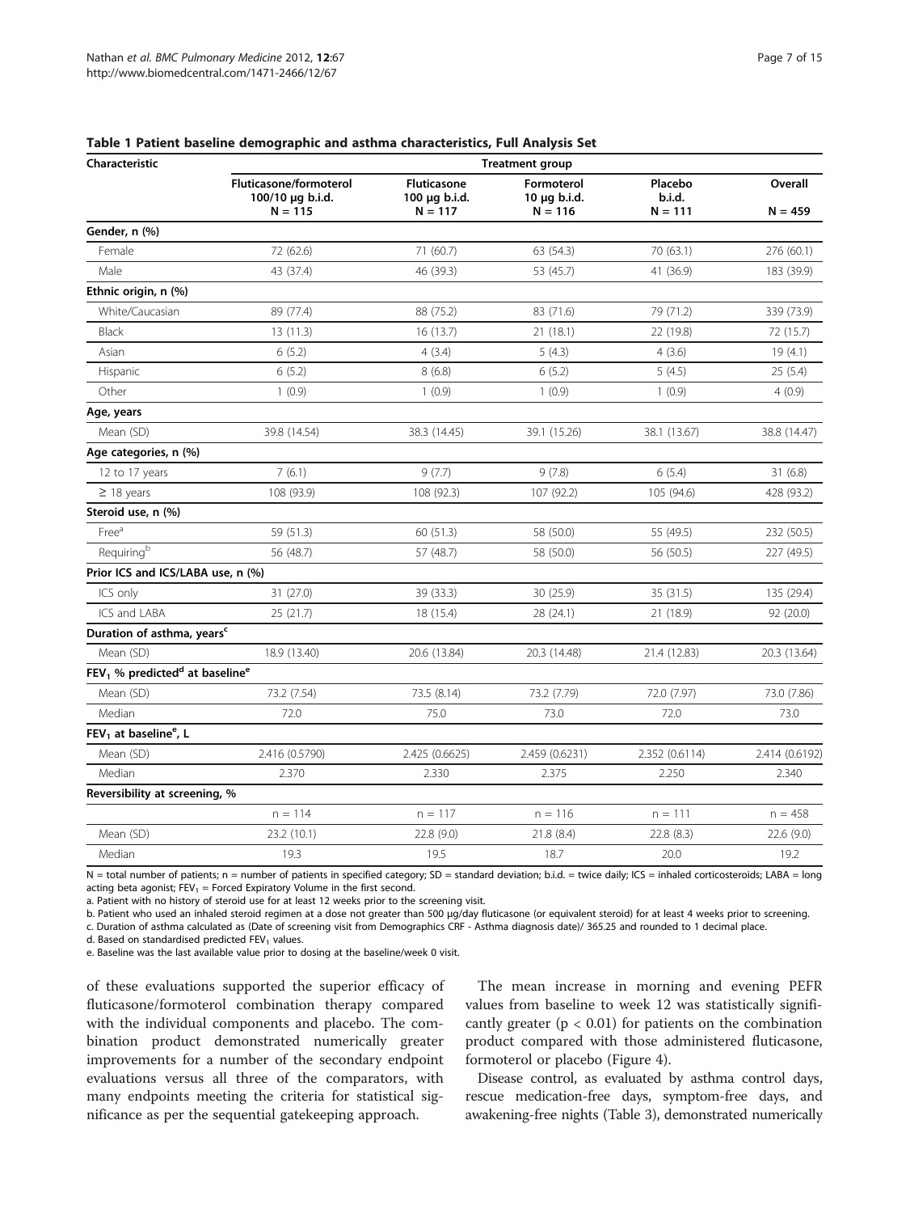**Table 1 Patient baseline demographic and asthma characteristics, Full Analysis Set**

| Characteristic | Treatment group | | | | |
|---|---|---|---|---|---|
| | Fluticasone/formoterol 100/10 μg b.i.d. N = 115 | Fluticasone 100 μg b.i.d. N = 117 | Formoterol 10 μg b.i.d. N = 116 | Placebo b.i.d. N = 111 | Overall N = 459 |
| **Gender, n (%)** | | | | | |
| Female | 72 (62.6) | 71 (60.7) | 63 (54.3) | 70 (63.1) | 276 (60.1) |
| Male | 43 (37.4) | 46 (39.3) | 53 (45.7) | 41 (36.9) | 183 (39.9) |
| **Ethnic origin, n (%)** | | | | | |
| White/Caucasian | 89 (77.4) | 88 (75.2) | 83 (71.6) | 79 (71.2) | 339 (73.9) |
| Black | 13 (11.3) | 16 (13.7) | 21 (18.1) | 22 (19.8) | 72 (15.7) |
| Asian | 6 (5.2) | 4 (3.4) | 5 (4.3) | 4 (3.6) | 19 (4.1) |
| Hispanic | 6 (5.2) | 8 (6.8) | 6 (5.2) | 5 (4.5) | 25 (5.4) |
| Other | 1 (0.9) | 1 (0.9) | 1 (0.9) | 1 (0.9) | 4 (0.9) |
| **Age, years** | | | | | |
| Mean (SD) | 39.8 (14.54) | 38.3 (14.45) | 39.1 (15.26) | 38.1 (13.67) | 38.8 (14.47) |
| **Age categories, n (%)** | | | | | |
| 12 to 17 years | 7 (6.1) | 9 (7.7) | 9 (7.8) | 6 (5.4) | 31 (6.8) |
| ≥ 18 years | 108 (93.9) | 108 (92.3) | 107 (92.2) | 105 (94.6) | 428 (93.2) |
| **Steroid use, n (%)** | | | | | |
| Free[a] | 59 (51.3) | 60 (51.3) | 58 (50.0) | 55 (49.5) | 232 (50.5) |
| Requiring[b] | 56 (48.7) | 57 (48.7) | 58 (50.0) | 56 (50.5) | 227 (49.5) |
| **Prior ICS and ICS/LABA use, n (%)** | | | | | |
| ICS only | 31 (27.0) | 39 (33.3) | 30 (25.9) | 35 (31.5) | 135 (29.4) |
| ICS and LABA | 25 (21.7) | 18 (15.4) | 28 (24.1) | 21 (18.9) | 92 (20.0) |
| **Duration of asthma, years[c]** | | | | | |
| Mean (SD) | 18.9 (13.40) | 20.6 (13.84) | 20.3 (14.48) | 21.4 (12.83) | 20.3 (13.64) |
| **$FEV_1$ % predicted[d] at baseline[e]** | | | | | |
| Mean (SD) | 73.2 (7.54) | 73.5 (8.14) | 73.2 (7.79) | 72.0 (7.97) | 73.0 (7.86) |
| Median | 72.0 | 75.0 | 73.0 | 72.0 | 73.0 |
| **$FEV_1$ at baseline[e], L** | | | | | |
| Mean (SD) | 2.416 (0.5790) | 2.425 (0.6625) | 2.459 (0.6231) | 2.352 (0.6114) | 2.414 (0.6192) |
| Median | 2.370 | 2.330 | 2.375 | 2.250 | 2.340 |
| **Reversibility at screening, %** | | | | | |
| | n = 114 | n = 117 | n = 116 | n = 111 | n = 458 |
| Mean (SD) | 23.2 (10.1) | 22.8 (9.0) | 21.8 (8.4) | 22.8 (8.3) | 22.6 (9.0) |
| Median | 19.3 | 19.5 | 18.7 | 20.0 | 19.2 |

N = total number of patients; n = number of patients in specified category; SD = standard deviation; b.i.d. = twice daily; ICS = inhaled corticosteroids; LABA = long acting beta agonist; $FEV_1$ = Forced Expiratory Volume in the first second.

a. Patient with no history of steroid use for at least 12 weeks prior to the screening visit.

b. Patient who used an inhaled steroid regimen at a dose not greater than 500 μg/day fluticasone (or equivalent steroid) for at least 4 weeks prior to screening.

c. Duration of asthma calculated as (Date of screening visit from Demographics CRF - Asthma diagnosis date)/ 365.25 and rounded to 1 decimal place.

d. Based on standardised predicted $FEV_1$ values.

e. Baseline was the last available value prior to dosing at the baseline/week 0 visit.

of these evaluations supported the superior efficacy of fluticasone/formoterol combination therapy compared with the individual components and placebo. The combination product demonstrated numerically greater improvements for a number of the secondary endpoint evaluations versus all three of the comparators, with many endpoints meeting the criteria for statistical significance as per the sequential gatekeeping approach.

The mean increase in morning and evening PEFR values from baseline to week 12 was statistically significantly greater ($p < 0.01$) for patients on the combination product compared with those administered fluticasone, formoterol or placebo (Figure 4).

Disease control, as evaluated by asthma control days, rescue medication-free days, symptom-free days, and awakening-free nights (Table 3), demonstrated numerically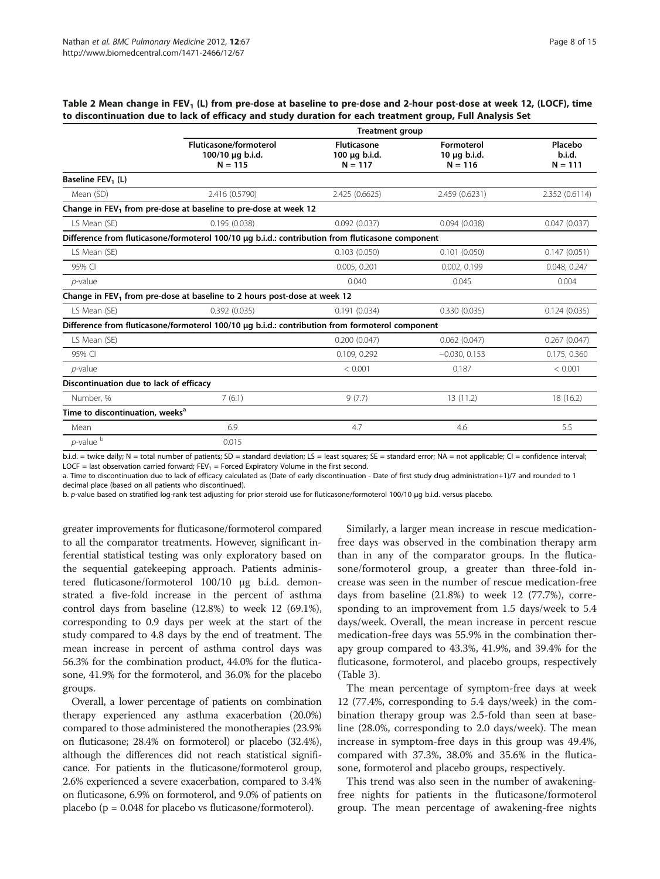**Table 2 Mean change in $FEV_1$ (L) from pre-dose at baseline to pre-dose and 2-hour post-dose at week 12, (LOCF), time to discontinuation due to lack of efficacy and study duration for each treatment group, Full Analysis Set**

| | Treatment group | | | |
|---|---|---|---|---|
| | Fluticasone/formoterol 100/10 μg b.i.d. N = 115 | Fluticasone 100 μg b.i.d. N = 117 | Formoterol 10 μg b.i.d. N = 116 | Placebo b.i.d. N = 111 |
| **Baseline $FEV_1$ (L)** | | | | |
| Mean (SD) | 2.416 (0.5790) | 2.425 (0.6625) | 2.459 (0.6231) | 2.352 (0.6114) |
| **Change in $FEV_1$ from pre-dose at baseline to pre-dose at week 12** | | | | |
| LS Mean (SE) | 0.195 (0.038) | 0.092 (0.037) | 0.094 (0.038) | 0.047 (0.037) |
| **Difference from fluticasone/formoterol 100/10 μg b.i.d.: contribution from fluticasone component** | | | | |
| LS Mean (SE) | | 0.103 (0.050) | 0.101 (0.050) | 0.147 (0.051) |
| 95% CI | | 0.005, 0.201 | 0.002, 0.199 | 0.048, 0.247 |
| *p*-value | | 0.040 | 0.045 | 0.004 |
| **Change in $FEV_1$ from pre-dose at baseline to 2 hours post-dose at week 12** | | | | |
| LS Mean (SE) | 0.392 (0.035) | 0.191 (0.034) | 0.330 (0.035) | 0.124 (0.035) |
| **Difference from fluticasone/formoterol 100/10 μg b.i.d.: contribution from formoterol component** | | | | |
| LS Mean (SE) | | 0.200 (0.047) | 0.062 (0.047) | 0.267 (0.047) |
| 95% CI | | 0.109, 0.292 | −0.030, 0.153 | 0.175, 0.360 |
| *p*-value | | < 0.001 | 0.187 | < 0.001 |
| **Discontinuation due to lack of efficacy** | | | | |
| Number, % | 7 (6.1) | 9 (7.7) | 13 (11.2) | 18 (16.2) |
| **Time to discontinuation, weeks[a]** | | | | |
| Mean | 6.9 | 4.7 | 4.6 | 5.5 |
| *p*-value [b] | 0.015 | | | |

b.i.d. = twice daily; N = total number of patients; SD = standard deviation; LS = least squares; SE = standard error; NA = not applicable; CI = confidence interval; LOCF = last observation carried forward; $FEV_1$ = Forced Expiratory Volume in the first second.

a. Time to discontinuation due to lack of efficacy calculated as (Date of early discontinuation - Date of first study drug administration+1)/7 and rounded to 1 decimal place (based on all patients who discontinued).

b. *p*-value based on stratified log-rank test adjusting for prior steroid use for fluticasone/formoterol 100/10 μg b.i.d. versus placebo.

greater improvements for fluticasone/formoterol compared to all the comparator treatments. However, significant inferential statistical testing was only exploratory based on the sequential gatekeeping approach. Patients administered fluticasone/formoterol 100/10 μg b.i.d. demonstrated a five-fold increase in the percent of asthma control days from baseline (12.8%) to week 12 (69.1%), corresponding to 0.9 days per week at the start of the study compared to 4.8 days by the end of treatment. The mean increase in percent of asthma control days was 56.3% for the combination product, 44.0% for the fluticasone, 41.9% for the formoterol, and 36.0% for the placebo groups.

Overall, a lower percentage of patients on combination therapy experienced any asthma exacerbation (20.0%) compared to those administered the monotherapies (23.9% on fluticasone; 28.4% on formoterol) or placebo (32.4%), although the differences did not reach statistical significance. For patients in the fluticasone/formoterol group, 2.6% experienced a severe exacerbation, compared to 3.4% on fluticasone, 6.9% on formoterol, and 9.0% of patients on placebo ($p = 0.048$ for placebo vs fluticasone/formoterol).

Similarly, a larger mean increase in rescue medication-free days was observed in the combination therapy arm than in any of the comparator groups. In the fluticasone/formoterol group, a greater than three-fold increase was seen in the number of rescue medication-free days from baseline (21.8%) to week 12 (77.7%), corresponding to an improvement from 1.5 days/week to 5.4 days/week. Overall, the mean increase in percent rescue medication-free days was 55.9% in the combination therapy group compared to 43.3%, 41.9%, and 39.4% for the fluticasone, formoterol, and placebo groups, respectively (Table 3).

The mean percentage of symptom-free days at week 12 (77.4%, corresponding to 5.4 days/week) in the combination therapy group was 2.5-fold than seen at baseline (28.0%, corresponding to 2.0 days/week). The mean increase in symptom-free days in this group was 49.4%, compared with 37.3%, 38.0% and 35.6% in the fluticasone, formoterol and placebo groups, respectively.

This trend was also seen in the number of awakening-free nights for patients in the fluticasone/formoterol group. The mean percentage of awakening-free nights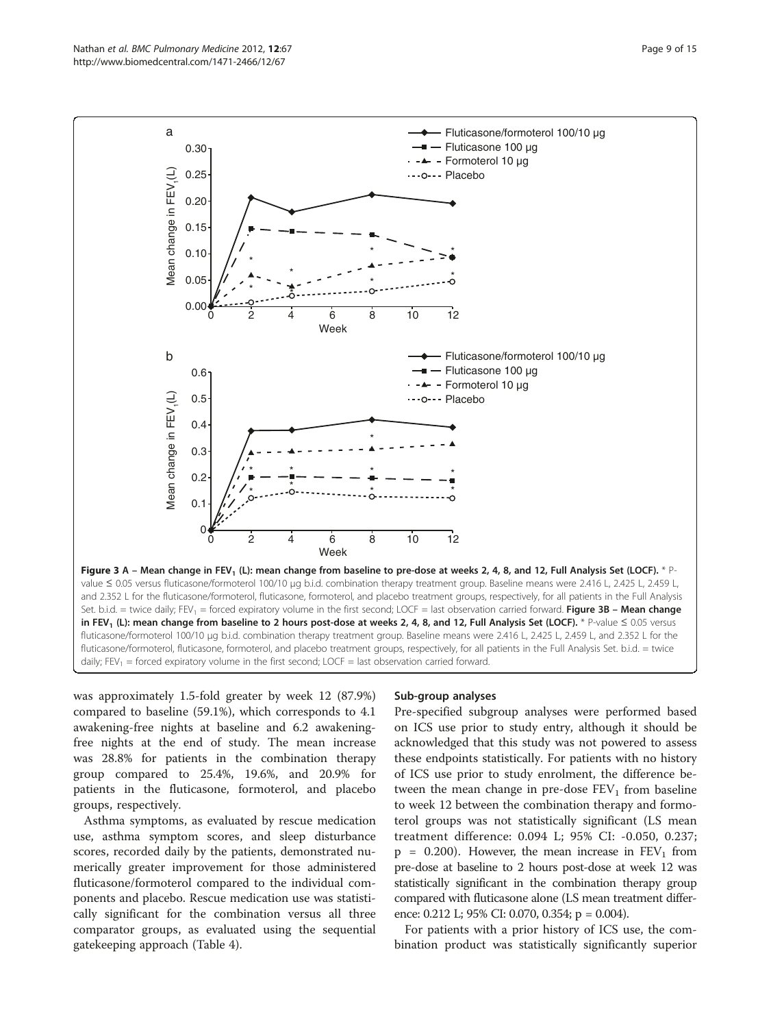**Figure 3 A – Mean change in $FEV_1$ (L): mean change from baseline to pre-dose at weeks 2, 4, 8, and 12, Full Analysis Set (LOCF).** * P-value ≤ 0.05 versus fluticasone/formoterol 100/10 μg b.i.d. combination therapy treatment group. Baseline means were 2.416 L, 2.425 L, 2.459 L, and 2.352 L for the fluticasone/formoterol, fluticasone, formoterol, and placebo treatment groups, respectively, for all patients in the Full Analysis Set. b.i.d. = twice daily; $FEV_1$ = forced expiratory volume in the first second; LOCF = last observation carried forward. **Figure 3B – Mean change in $FEV_1$ (L): mean change from baseline to 2 hours post-dose at weeks 2, 4, 8, and 12, Full Analysis Set (LOCF).** * P-value ≤ 0.05 versus fluticasone/formoterol 100/10 μg b.i.d. combination therapy treatment group. Baseline means were 2.416 L, 2.425 L, 2.459 L, and 2.352 L for the fluticasone/formoterol, fluticasone, formoterol, and placebo treatment groups, respectively, for all patients in the Full Analysis Set. b.i.d. = twice daily; $FEV_1$ = forced expiratory volume in the first second; LOCF = last observation carried forward.

was approximately 1.5-fold greater by week 12 (87.9%) compared to baseline (59.1%), which corresponds to 4.1 awakening-free nights at baseline and 6.2 awakening-free nights at the end of study. The mean increase was 28.8% for patients in the combination therapy group compared to 25.4%, 19.6%, and 20.9% for patients in the fluticasone, formoterol, and placebo groups, respectively.

Asthma symptoms, as evaluated by rescue medication use, asthma symptom scores, and sleep disturbance scores, recorded daily by the patients, demonstrated numerically greater improvement for those administered fluticasone/formoterol compared to the individual components and placebo. Rescue medication use was statistically significant for the combination versus all three comparator groups, as evaluated using the sequential gatekeeping approach (Table 4).

### Sub-group analyses

Pre-specified subgroup analyses were performed based on ICS use prior to study entry, although it should be acknowledged that this study was not powered to assess these endpoints statistically. For patients with no history of ICS use prior to study enrolment, the difference between the mean change in pre-dose $FEV_1$ from baseline to week 12 between the combination therapy and formoterol groups was not statistically significant (LS mean treatment difference: 0.094 L; 95% CI: -0.050, 0.237; $p = 0.200$). However, the mean increase in $FEV_1$ from pre-dose at baseline to 2 hours post-dose at week 12 was statistically significant in the combination therapy group compared with fluticasone alone (LS mean treatment difference: 0.212 L; 95% CI: 0.070, 0.354; $p = 0.004$).

For patients with a prior history of ICS use, the combination product was statistically significantly superior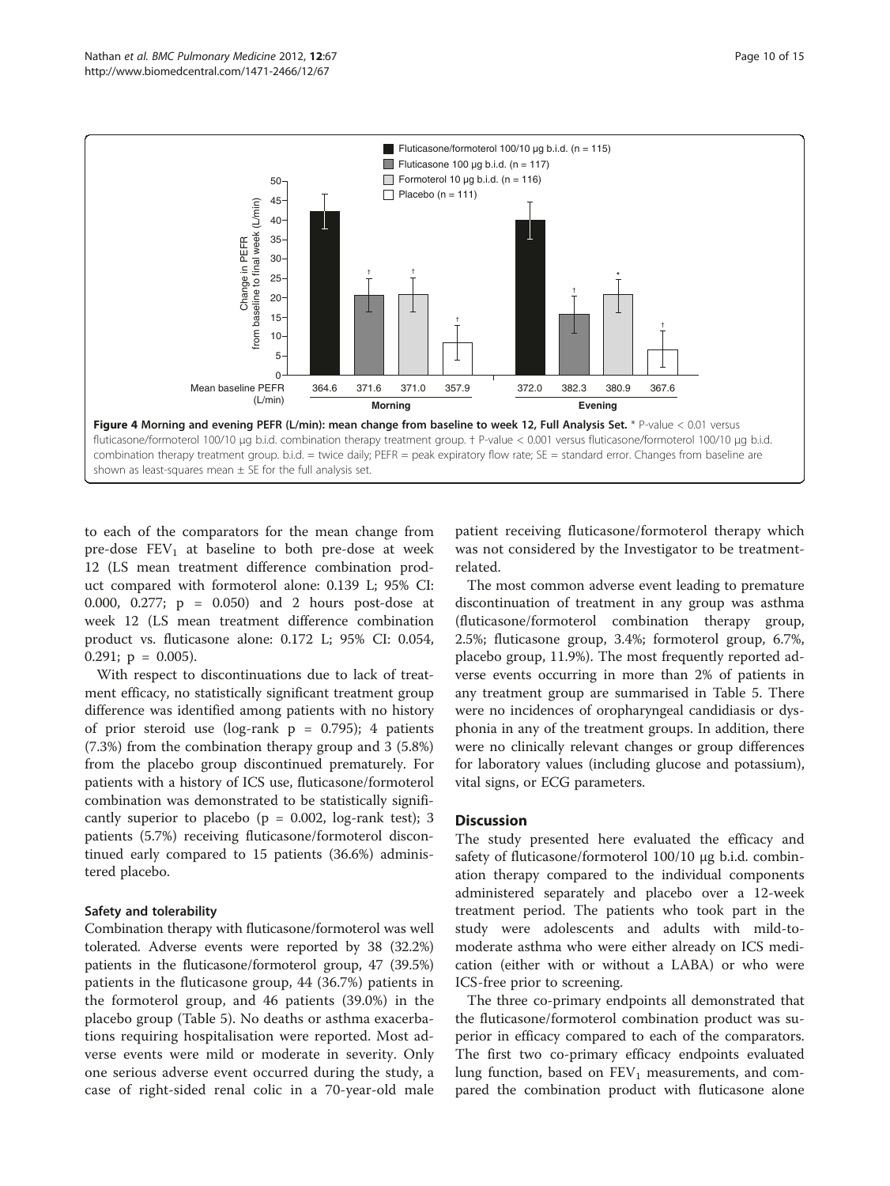**Figure 4 Morning and evening PEFR (L/min): mean change from baseline to week 12, Full Analysis Set.** * P-value < 0.01 versus fluticasone/formoterol 100/10 μg b.i.d. combination therapy treatment group. † P-value < 0.001 versus fluticasone/formoterol 100/10 μg b.i.d. combination therapy treatment group. b.i.d. = twice daily; PEFR = peak expiratory flow rate; SE = standard error. Changes from baseline are shown as least-squares mean ± SE for the full analysis set.

to each of the comparators for the mean change from pre-dose $FEV_1$ at baseline to both pre-dose at week 12 (LS mean treatment difference combination product compared with formoterol alone: 0.139 L; 95% CI: 0.000, 0.277; $p = 0.050$) and 2 hours post-dose at week 12 (LS mean treatment difference combination product vs. fluticasone alone: 0.172 L; 95% CI: 0.054, 0.291; $p = 0.005$).

With respect to discontinuations due to lack of treatment efficacy, no statistically significant treatment group difference was identified among patients with no history of prior steroid use (log-rank $p = 0.795$); 4 patients (7.3%) from the combination therapy group and 3 (5.8%) from the placebo group discontinued prematurely. For patients with a history of ICS use, fluticasone/formoterol combination was demonstrated to be statistically significantly superior to placebo ($p = 0.002$, log-rank test); 3 patients (5.7%) receiving fluticasone/formoterol discontinued early compared to 15 patients (36.6%) administered placebo.

### Safety and tolerability

Combination therapy with fluticasone/formoterol was well tolerated. Adverse events were reported by 38 (32.2%) patients in the fluticasone/formoterol group, 47 (39.5%) patients in the fluticasone group, 44 (36.7%) patients in the formoterol group, and 46 patients (39.0%) in the placebo group (Table 5). No deaths or asthma exacerbations requiring hospitalisation were reported. Most adverse events were mild or moderate in severity. Only one serious adverse event occurred during the study, a case of right-sided renal colic in a 70-year-old male patient receiving fluticasone/formoterol therapy which was not considered by the Investigator to be treatment-related.

The most common adverse event leading to premature discontinuation of treatment in any group was asthma (fluticasone/formoterol combination therapy group, 2.5%; fluticasone group, 3.4%; formoterol group, 6.7%, placebo group, 11.9%). The most frequently reported adverse events occurring in more than 2% of patients in any treatment group are summarised in Table 5. There were no incidences of oropharyngeal candidiasis or dysphonia in any of the treatment groups. In addition, there were no clinically relevant changes or group differences for laboratory values (including glucose and potassium), vital signs, or ECG parameters.

## Discussion

The study presented here evaluated the efficacy and safety of fluticasone/formoterol 100/10 μg b.i.d. combination therapy compared to the individual components administered separately and placebo over a 12-week treatment period. The patients who took part in the study were adolescents and adults with mild-to-moderate asthma who were either already on ICS medication (either with or without a LABA) or who were ICS-free prior to screening.

The three co-primary endpoints all demonstrated that the fluticasone/formoterol combination product was superior in efficacy compared to each of the comparators. The first two co-primary efficacy endpoints evaluated lung function, based on $FEV_1$ measurements, and compared the combination product with fluticasone alone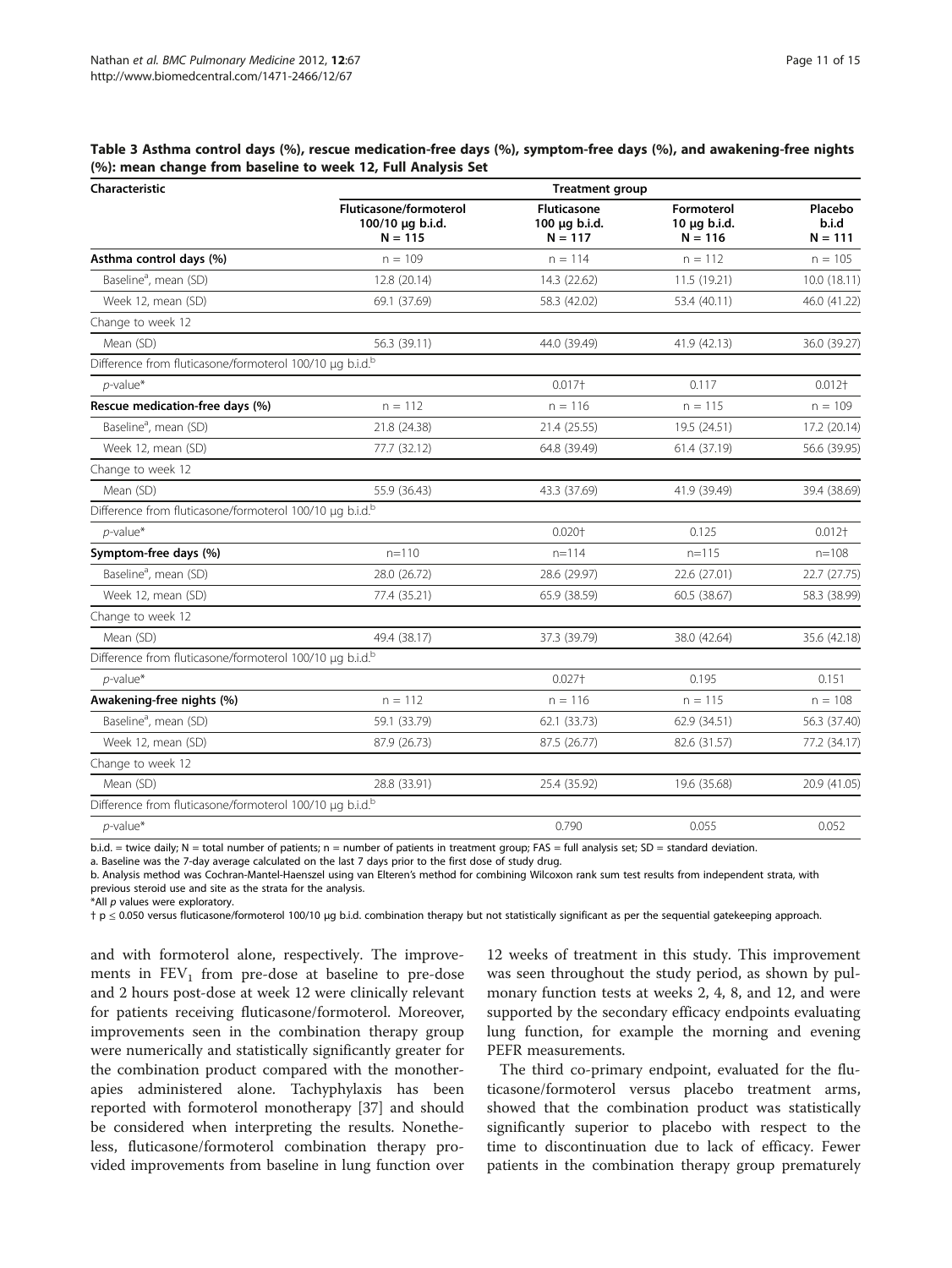**Table 3 Asthma control days (%), rescue medication-free days (%), symptom-free days (%), and awakening-free nights (%): mean change from baseline to week 12, Full Analysis Set**

| Characteristic | Treatment group | | | |
|---|---|---|---|---|
| | Fluticasone/formoterol 100/10 μg b.i.d. N = 115 | Fluticasone 100 μg b.i.d. N = 117 | Formoterol 10 μg b.i.d. N = 116 | Placebo b.i.d N = 111 |
| **Asthma control days (%)** | n = 109 | n = 114 | n = 112 | n = 105 |
| Baseline[a], mean (SD) | 12.8 (20.14) | 14.3 (22.62) | 11.5 (19.21) | 10.0 (18.11) |
| Week 12, mean (SD) | 69.1 (37.69) | 58.3 (42.02) | 53.4 (40.11) | 46.0 (41.22) |
| Change to week 12 | | | | |
| Mean (SD) | 56.3 (39.11) | 44.0 (39.49) | 41.9 (42.13) | 36.0 (39.27) |
| Difference from fluticasone/formoterol 100/10 μg b.i.d.[b] | | | | |
| *p*-value* | | 0.017† | 0.117 | 0.012† |
| **Rescue medication-free days (%)** | n = 112 | n = 116 | n = 115 | n = 109 |
| Baseline[a], mean (SD) | 21.8 (24.38) | 21.4 (25.55) | 19.5 (24.51) | 17.2 (20.14) |
| Week 12, mean (SD) | 77.7 (32.12) | 64.8 (39.49) | 61.4 (37.19) | 56.6 (39.95) |
| Change to week 12 | | | | |
| Mean (SD) | 55.9 (36.43) | 43.3 (37.69) | 41.9 (39.49) | 39.4 (38.69) |
| Difference from fluticasone/formoterol 100/10 μg b.i.d.[b] | | | | |
| *p*-value* | | 0.020† | 0.125 | 0.012† |
| **Symptom-free days (%)** | n=110 | n=114 | n=115 | n=108 |
| Baseline[a], mean (SD) | 28.0 (26.72) | 28.6 (29.97) | 22.6 (27.01) | 22.7 (27.75) |
| Week 12, mean (SD) | 77.4 (35.21) | 65.9 (38.59) | 60.5 (38.67) | 58.3 (38.99) |
| Change to week 12 | | | | |
| Mean (SD) | 49.4 (38.17) | 37.3 (39.79) | 38.0 (42.64) | 35.6 (42.18) |
| Difference from fluticasone/formoterol 100/10 μg b.i.d.[b] | | | | |
| *p*-value* | | 0.027† | 0.195 | 0.151 |
| **Awakening-free nights (%)** | n = 112 | n = 116 | n = 115 | n = 108 |
| Baseline[a], mean (SD) | 59.1 (33.79) | 62.1 (33.73) | 62.9 (34.51) | 56.3 (37.40) |
| Week 12, mean (SD) | 87.9 (26.73) | 87.5 (26.77) | 82.6 (31.57) | 77.2 (34.17) |
| Change to week 12 | | | | |
| Mean (SD) | 28.8 (33.91) | 25.4 (35.92) | 19.6 (35.68) | 20.9 (41.05) |
| Difference from fluticasone/formoterol 100/10 μg b.i.d.[b] | | | | |
| *p*-value* | | 0.790 | 0.055 | 0.052 |

b.i.d. = twice daily; N = total number of patients; n = number of patients in treatment group; FAS = full analysis set; SD = standard deviation.
a. Baseline was the 7-day average calculated on the last 7 days prior to the first dose of study drug.
b. Analysis method was Cochran-Mantel-Haenszel using van Elteren's method for combining Wilcoxon rank sum test results from independent strata, with previous steroid use and site as the strata for the analysis.
*All *p* values were exploratory.
† $p \leq 0.050$ versus fluticasone/formoterol 100/10 μg b.i.d. combination therapy but not statistically significant as per the sequential gatekeeping approach.

and with formoterol alone, respectively. The improvements in $FEV_1$ from pre-dose at baseline to pre-dose and 2 hours post-dose at week 12 were clinically relevant for patients receiving fluticasone/formoterol. Moreover, improvements seen in the combination therapy group were numerically and statistically significantly greater for the combination product compared with the monotherapies administered alone. Tachyphylaxis has been reported with formoterol monotherapy [37] and should be considered when interpreting the results. Nonetheless, fluticasone/formoterol combination therapy provided improvements from baseline in lung function over 12 weeks of treatment in this study. This improvement was seen throughout the study period, as shown by pulmonary function tests at weeks 2, 4, 8, and 12, and were supported by the secondary efficacy endpoints evaluating lung function, for example the morning and evening PEFR measurements.

The third co-primary endpoint, evaluated for the fluticasone/formoterol versus placebo treatment arms, showed that the combination product was statistically significantly superior to placebo with respect to the time to discontinuation due to lack of efficacy. Fewer patients in the combination therapy group prematurely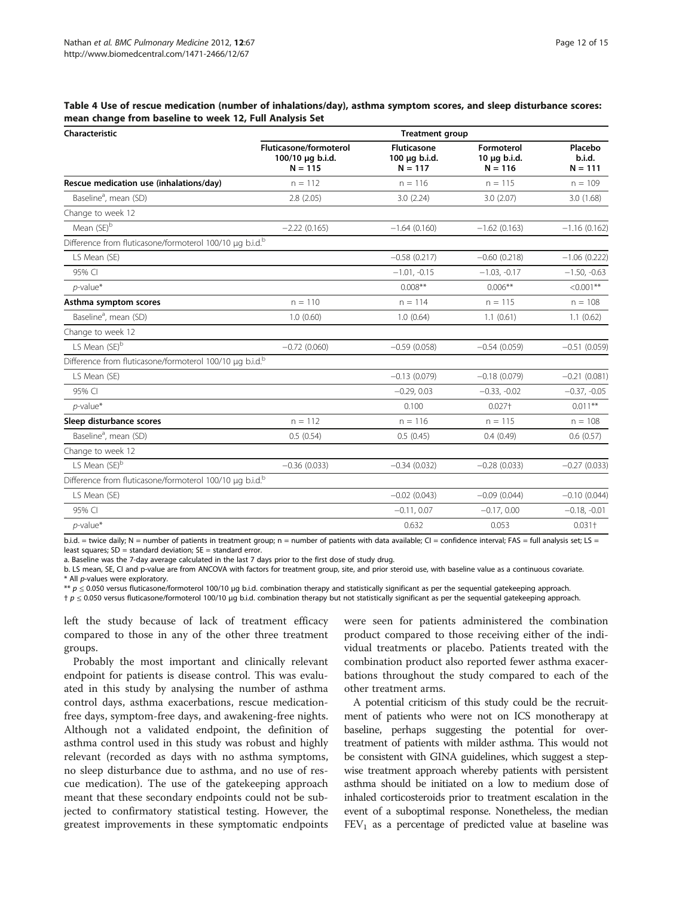**Table 4 Use of rescue medication (number of inhalations/day), asthma symptom scores, and sleep disturbance scores: mean change from baseline to week 12, Full Analysis Set**

| Characteristic | Treatment group | | | |
|---|---|---|---|---|
| | Fluticasone/formoterol 100/10 μg b.i.d. N = 115 | Fluticasone 100 μg b.i.d. N = 117 | Formoterol 10 μg b.i.d. N = 116 | Placebo b.i.d. N = 111 |
| **Rescue medication use (inhalations/day)** | n = 112 | n = 116 | n = 115 | n = 109 |
| Baseline[a], mean (SD) | 2.8 (2.05) | 3.0 (2.24) | 3.0 (2.07) | 3.0 (1.68) |
| Change to week 12 | | | | |
| Mean (SE)[b] | −2.22 (0.165) | −1.64 (0.160) | −1.62 (0.163) | −1.16 (0.162) |
| Difference from fluticasone/formoterol 100/10 μg b.i.d.[b] | | | | |
| LS Mean (SE) | | −0.58 (0.217) | −0.60 (0.218) | −1.06 (0.222) |
| 95% CI | | −1.01, -0.15 | −1.03, -0.17 | −1.50, -0.63 |
| *p*-value* | | 0.008** | 0.006** | <0.001** |
| **Asthma symptom scores** | n = 110 | n = 114 | n = 115 | n = 108 |
| Baseline[a], mean (SD) | 1.0 (0.60) | 1.0 (0.64) | 1.1 (0.61) | 1.1 (0.62) |
| Change to week 12 | | | | |
| LS Mean (SE)[b] | −0.72 (0.060) | −0.59 (0.058) | −0.54 (0.059) | −0.51 (0.059) |
| Difference from fluticasone/formoterol 100/10 μg b.i.d.[b] | | | | |
| LS Mean (SE) | | −0.13 (0.079) | −0.18 (0.079) | −0.21 (0.081) |
| 95% CI | | −0.29, 0.03 | −0.33, -0.02 | −0.37, -0.05 |
| *p*-value* | | 0.100 | 0.027† | 0.011** |
| **Sleep disturbance scores** | n = 112 | n = 116 | n = 115 | n = 108 |
| Baseline[a], mean (SD) | 0.5 (0.54) | 0.5 (0.45) | 0.4 (0.49) | 0.6 (0.57) |
| Change to week 12 | | | | |
| LS Mean (SE)[b] | −0.36 (0.033) | −0.34 (0.032) | −0.28 (0.033) | −0.27 (0.033) |
| Difference from fluticasone/formoterol 100/10 μg b.i.d.[b] | | | | |
| LS Mean (SE) | | −0.02 (0.043) | −0.09 (0.044) | −0.10 (0.044) |
| 95% CI | | −0.11, 0.07 | −0.17, 0.00 | −0.18, -0.01 |
| *p*-value* | | 0.632 | 0.053 | 0.031† |

b.i.d. = twice daily; N = number of patients in treatment group; n = number of patients with data available; CI = confidence interval; FAS = full analysis set; LS = least squares; SD = standard deviation; SE = standard error.

a. Baseline was the 7-day average calculated in the last 7 days prior to the first dose of study drug.

b. LS mean, SE, CI and p-value are from ANCOVA with factors for treatment group, site, and prior steroid use, with baseline value as a continuous covariate.

\* All *p*-values were exploratory.

\*\* $p \leq 0.050$ versus fluticasone/formoterol 100/10 μg b.i.d. combination therapy and statistically significant as per the sequential gatekeeping approach.

† $p \leq 0.050$ versus fluticasone/formoterol 100/10 μg b.i.d. combination therapy but not statistically significant as per the sequential gatekeeping approach.

left the study because of lack of treatment efficacy compared to those in any of the other three treatment groups.

Probably the most important and clinically relevant endpoint for patients is disease control. This was evaluated in this study by analysing the number of asthma control days, asthma exacerbations, rescue medication-free days, symptom-free days, and awakening-free nights. Although not a validated endpoint, the definition of asthma control used in this study was robust and highly relevant (recorded as days with no asthma symptoms, no sleep disturbance due to asthma, and no use of rescue medication). The use of the gatekeeping approach meant that these secondary endpoints could not be subjected to confirmatory statistical testing. However, the greatest improvements in these symptomatic endpoints were seen for patients administered the combination product compared to those receiving either of the individual treatments or placebo. Patients treated with the combination product also reported fewer asthma exacerbations throughout the study compared to each of the other treatment arms.

A potential criticism of this study could be the recruitment of patients who were not on ICS monotherapy at baseline, perhaps suggesting the potential for over-treatment of patients with milder asthma. This would not be consistent with GINA guidelines, which suggest a step-wise treatment approach whereby patients with persistent asthma should be initiated on a low to medium dose of inhaled corticosteroids prior to treatment escalation in the event of a suboptimal response. Nonetheless, the median $FEV_1$ as a percentage of predicted value at baseline was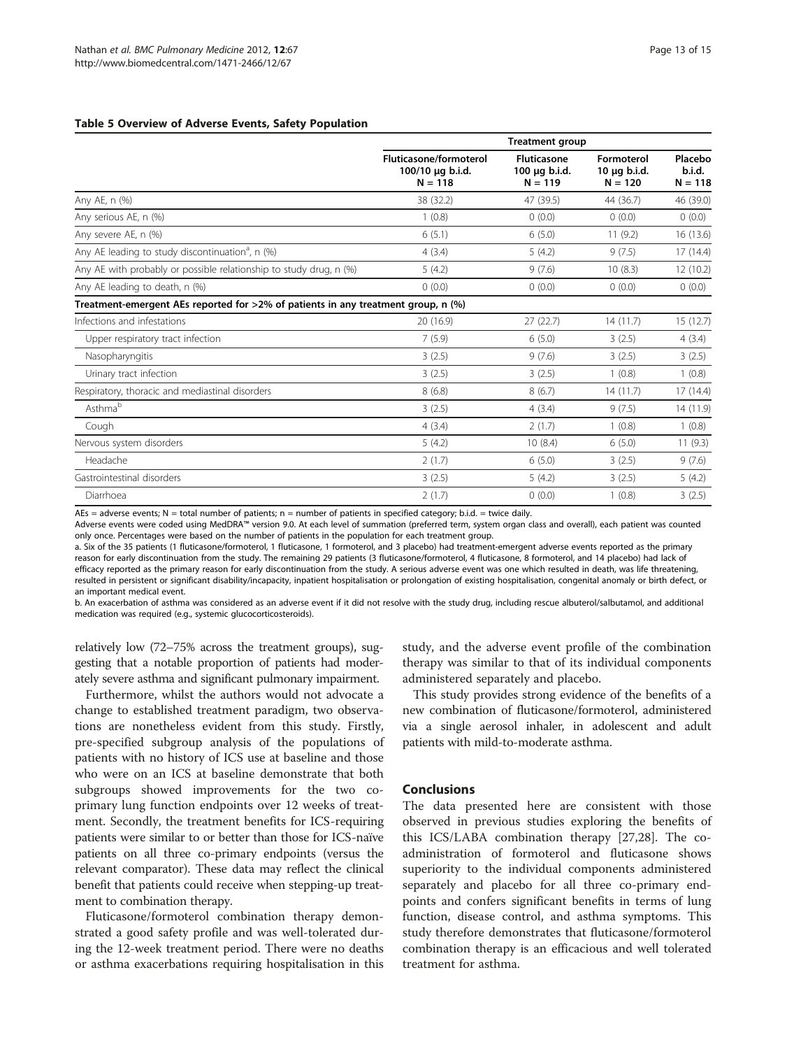**Table 5 Overview of Adverse Events, Safety Population**

| | Treatment group | | | |
|---|---|---|---|---|
| | Fluticasone/formoterol 100/10 μg b.i.d. N = 118 | Fluticasone 100 μg b.i.d. N = 119 | Formoterol 10 μg b.i.d. N = 120 | Placebo b.i.d. N = 118 |
| Any AE, n (%) | 38 (32.2) | 47 (39.5) | 44 (36.7) | 46 (39.0) |
| Any serious AE, n (%) | 1 (0.8) | 0 (0.0) | 0 (0.0) | 0 (0.0) |
| Any severe AE, n (%) | 6 (5.1) | 6 (5.0) | 11 (9.2) | 16 (13.6) |
| Any AE leading to study discontinuation[a], n (%) | 4 (3.4) | 5 (4.2) | 9 (7.5) | 17 (14.4) |
| Any AE with probably or possible relationship to study drug, n (%) | 5 (4.2) | 9 (7.6) | 10 (8.3) | 12 (10.2) |
| Any AE leading to death, n (%) | 0 (0.0) | 0 (0.0) | 0 (0.0) | 0 (0.0) |
| **Treatment-emergent AEs reported for >2% of patients in any treatment group, n (%)** | | | | |
| Infections and infestations | 20 (16.9) | 27 (22.7) | 14 (11.7) | 15 (12.7) |
| Upper respiratory tract infection | 7 (5.9) | 6 (5.0) | 3 (2.5) | 4 (3.4) |
| Nasopharyngitis | 3 (2.5) | 9 (7.6) | 3 (2.5) | 3 (2.5) |
| Urinary tract infection | 3 (2.5) | 3 (2.5) | 1 (0.8) | 1 (0.8) |
| Respiratory, thoracic and mediastinal disorders | 8 (6.8) | 8 (6.7) | 14 (11.7) | 17 (14.4) |
| Asthma[b] | 3 (2.5) | 4 (3.4) | 9 (7.5) | 14 (11.9) |
| Cough | 4 (3.4) | 2 (1.7) | 1 (0.8) | 1 (0.8) |
| Nervous system disorders | 5 (4.2) | 10 (8.4) | 6 (5.0) | 11 (9.3) |
| Headache | 2 (1.7) | 6 (5.0) | 3 (2.5) | 9 (7.6) |
| Gastrointestinal disorders | 3 (2.5) | 5 (4.2) | 3 (2.5) | 5 (4.2) |
| Diarrhoea | 2 (1.7) | 0 (0.0) | 1 (0.8) | 3 (2.5) |

AEs = adverse events; N = total number of patients; n = number of patients in specified category; b.i.d. = twice daily.
Adverse events were coded using MedDRA™ version 9.0. At each level of summation (preferred term, system organ class and overall), each patient was counted only once. Percentages were based on the number of patients in the population for each treatment group.
a. Six of the 35 patients (1 fluticasone/formoterol, 1 fluticasone, 1 formoterol, and 3 placebo) had treatment-emergent adverse events reported as the primary reason for early discontinuation from the study. The remaining 29 patients (3 fluticasone/formoterol, 4 fluticasone, 8 formoterol, and 14 placebo) had lack of efficacy reported as the primary reason for early discontinuation from the study. A serious adverse event was one which resulted in death, was life threatening, resulted in persistent or significant disability/incapacity, inpatient hospitalisation or prolongation of existing hospitalisation, congenital anomaly or birth defect, or an important medical event.
b. An exacerbation of asthma was considered as an adverse event if it did not resolve with the study drug, including rescue albuterol/salbutamol, and additional medication was required (e.g., systemic glucocorticosteroids).

relatively low (72–75% across the treatment groups), suggesting that a notable proportion of patients had moderately severe asthma and significant pulmonary impairment.

Furthermore, whilst the authors would not advocate a change to established treatment paradigm, two observations are nonetheless evident from this study. Firstly, pre-specified subgroup analysis of the populations of patients with no history of ICS use at baseline and those who were on an ICS at baseline demonstrate that both subgroups showed improvements for the two co-primary lung function endpoints over 12 weeks of treatment. Secondly, the treatment benefits for ICS-requiring patients were similar to or better than those for ICS-naïve patients on all three co-primary endpoints (versus the relevant comparator). These data may reflect the clinical benefit that patients could receive when stepping-up treatment to combination therapy.

Fluticasone/formoterol combination therapy demonstrated a good safety profile and was well-tolerated during the 12-week treatment period. There were no deaths or asthma exacerbations requiring hospitalisation in this study, and the adverse event profile of the combination therapy was similar to that of its individual components administered separately and placebo.

This study provides strong evidence of the benefits of a new combination of fluticasone/formoterol, administered via a single aerosol inhaler, in adolescent and adult patients with mild-to-moderate asthma.

## Conclusions

The data presented here are consistent with those observed in previous studies exploring the benefits of this ICS/LABA combination therapy [27,28]. The co-administration of formoterol and fluticasone shows superiority to the individual components administered separately and placebo for all three co-primary endpoints and confers significant benefits in terms of lung function, disease control, and asthma symptoms. This study therefore demonstrates that fluticasone/formoterol combination therapy is an efficacious and well tolerated treatment for asthma.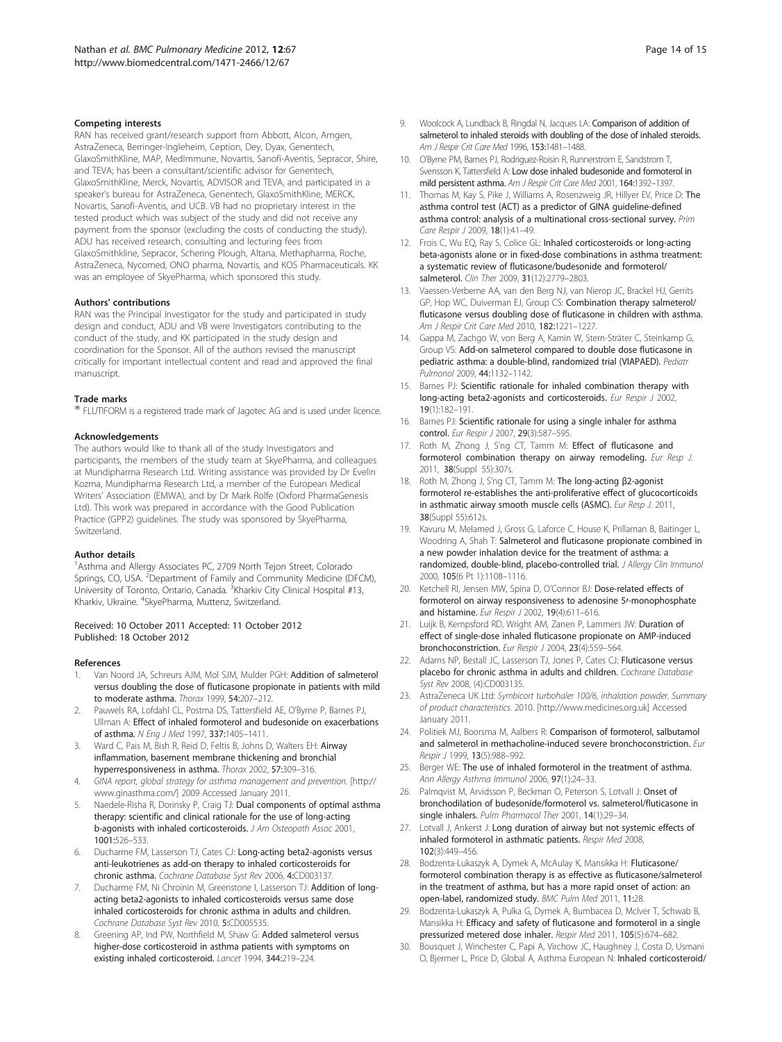### Competing interests

RAN has received grant/research support from Abbott, Alcon, Amgen, AstraZeneca, Berringer-Ingleheim, Ception, Dey, Dyax, Genentech, GlaxoSmithKline, MAP, MedImmune, Novartis, Sanofi-Aventis, Sepracor, Shire, and TEVA; has been a consultant/scientific advisor for Genentech, GlaxoSmithKline, Merck, Novartis, ADVISOR and TEVA, and participated in a speaker's bureau for AstraZeneca, Genentech, GlaxoSmithKline, MERCK, Novartis, Sanofi-Aventis, and UCB. VB had no proprietary interest in the tested product which was subject of the study and did not receive any payment from the sponsor (excluding the costs of conducting the study). ADU has received research, consulting and lecturing fees from GlaxoSmithkline, Sepracor, Schering Plough, Altana, Methapharma, Roche, AstraZeneca, Nycomed, ONO pharma, Novartis, and KOS Pharmaceuticals. KK was an employee of SkyePharma, which sponsored this study.

### Authors' contributions

RAN was the Principal Investigator for the study and participated in study design and conduct, ADU and VB were Investigators contributing to the conduct of the study, and KK participated in the study design and coordination for the Sponsor. All of the authors revised the manuscript critically for important intellectual content and read and approved the final manuscript.

### Trade marks

® FLUTIFORM is a registered trade mark of Jagotec AG and is used under licence.

### Acknowledgements

The authors would like to thank all of the study Investigators and participants, the members of the study team at SkyePharma, and colleagues at Mundipharma Research Ltd. Writing assistance was provided by Dr Evelin Kozma, Mundipharma Research Ltd, a member of the European Medical Writers' Association (EMWA), and by Dr Mark Rolfe (Oxford PharmaGenesis Ltd). This work was prepared in accordance with the Good Publication Practice (GPP2) guidelines. The study was sponsored by SkyePharma, Switzerland.

### Author details

[1]Asthma and Allergy Associates PC, 2709 North Tejon Street, Colorado Springs, CO, USA. [2]Department of Family and Community Medicine (DFCM), University of Toronto, Ontario, Canada. [3]Kharkiv City Clinical Hospital #13, Kharkiv, Ukraine. [4]SkyePharma, Muttenz, Switzerland.

Received: 10 October 2011 Accepted: 11 October 2012
Published: 18 October 2012

### References

1. Van Noord JA, Schreurs AJM, Mol SJM, Mulder PGH: **Addition of salmeterol versus doubling the dose of fluticasone propionate in patients with mild to moderate asthma.** *Thorax* 1999, **54**:207–212.
2. Pauwels RA, Lofdahl CL, Postma DS, Tattersfield AE, O'Byrne P, Barnes PJ, Ullman A: **Effect of inhaled formoterol and budesonide on exacerbations of asthma.** *N Eng J Med* 1997, **337**:1405–1411.
3. Ward C, Pais M, Bish R, Reid D, Feltis B, Johns D, Walters EH: **Airway inflammation, basement membrane thickening and bronchial hyperresponsiveness in asthma.** *Thorax* 2002, **57**:309–316.
4. *GINA report, global strategy for asthma management and prevention.* [http://www.ginasthma.com/] 2009 Accessed January 2011.
5. Naedele-Risha R, Dorinsky P, Craig TJ: **Dual components of optimal asthma therapy: scientific and clinical rationale for the use of long-acting b-agonists with inhaled corticosteroids.** *J Am Osteopath Assoc* 2001, **1001**:526–533.
6. Ducharme FM, Lasserson TJ, Cates CJ: **Long-acting beta2-agonists versus anti-leukotrienes as add-on therapy to inhaled corticosteroids for chronic asthma.** *Cochrane Database Syst Rev* 2006, **4**:CD003137.
7. Ducharme FM, Ni Chroinin M, Greenstone I, Lasserson TJ: **Addition of long-acting beta2-agonists to inhaled corticosteroids versus same dose inhaled corticosteroids for chronic asthma in adults and children.** *Cochrane Database Syst Rev* 2010, **5**:CD005535.
8. Greening AP, Ind PW, Northfield M, Shaw G: **Added salmeterol versus higher-dose corticosteroid in asthma patients with symptoms on existing inhaled corticosteroid.** *Lancet* 1994, **344**:219–224.
9. Woolcock A, Lundback B, Ringdal N, Jacques LA: **Comparison of addition of salmeterol to inhaled steroids with doubling of the dose of inhaled steroids.** *Am J Respir Crit Care Med* 1996, **153**:1481–1488.
10. O'Byrne PM, Barnes PJ, Rodriguez-Roisin R, Runnerstrom E, Sandstrom T, Svensson K, Tattersfield A: **Low dose inhaled budesonide and formoterol in mild persistent asthma.** *Am J Respir Crit Care Med* 2001, **164**:1392–1397.
11. Thomas M, Kay S, Pike J, Williams A, Rosenzweig JR, Hillyer EV, Price D: **The asthma control test (ACT) as a predictor of GINA guideline-defined asthma control: analysis of a multinational cross-sectional survey.** *Prim Care Respir J* 2009, **18**(1):41–49.
12. Frois C, Wu EQ, Ray S, Colice GL: **Inhaled corticosteroids or long-acting beta-agonists alone or in fixed-dose combinations in asthma treatment: a systematic review of fluticasone/budesonide and formoterol/salmeterol.** *Clin Ther* 2009, **31**(12):2779–2803.
13. Vaessen-Verberne AA, van den Berg NJ, van Nierop JC, Brackel HJ, Gerrits GP, Hop WC, Duiverman EJ, Group CS: **Combination therapy salmeterol/fluticasone versus doubling dose of fluticasone in children with asthma.** *Am J Respir Crit Care Med* 2010, **182**:1221–1227.
14. Gappa M, Zachgo W, von Berg A, Kamin W, Stern-Sträter C, Steinkamp G, Group VS: **Add-on salmeterol compared to double dose fluticasone in pediatric asthma: a double-blind, randomized trial (VIAPAED).** *Pediatr Pulmonol* 2009, **44**:1132–1142.
15. Barnes PJ: **Scientific rationale for inhaled combination therapy with long-acting beta2-agonists and corticosteroids.** *Eur Respir J* 2002, **19**(1):182–191.
16. Barnes PJ: **Scientific rationale for using a single inhaler for asthma control.** *Eur Respir J* 2007, **29**(3):587–595.
17. Roth M, Zhong J, S'ng CT, Tamm M: **Effect of fluticasone and formoterol combination therapy on airway remodeling.** *Eur Resp J.* 2011, **38**(Suppl 55):307s.
18. Roth M, Zhong J, S'ng CT, Tamm M: **The long-acting β2-agonist formoterol re-establishes the anti-proliferative effect of glucocorticoids in asthmatic airway smooth muscle cells (ASMC).** *Eur Resp J.* 2011, **38**(Suppl 55):612s.
19. Kavuru M, Melamed J, Gross G, Laforce C, House K, Prillaman B, Baitinger L, Woodring A, Shah T: **Salmeterol and fluticasone propionate combined in a new powder inhalation device for the treatment of asthma: a randomized, double-blind, placebo-controlled trial.** *J Allergy Clin Immunol* 2000, **105**(6 Pt 1):1108–1116.
20. Ketchell RI, Jensen MW, Spina D, O'Connor BJ: **Dose-related effects of formoterol on airway responsiveness to adenosine 5′-monophosphate and histamine.** *Eur Respir J* 2002, **19**(4):611–616.
21. Luijk B, Kempsford RD, Wright AM, Zanen P, Lammers JW: **Duration of effect of single-dose inhaled fluticasone propionate on AMP-induced bronchoconstriction.** *Eur Respir J* 2004, **23**(4):559–564.
22. Adams NP, Bestall JC, Lasserson TJ, Jones P, Cates CJ: **Fluticasone versus placebo for chronic asthma in adults and children.** *Cochrane Database Syst Rev* 2008, (4):CD003135.
23. AstraZeneca UK Ltd: *Symbicort turbohaler 100/6, inhalation powder. Summary of product characteristics.* 2010. [http://www.medicines.org.uk] Accessed January 2011.
24. Politiek MJ, Boorsma M, Aalbers R: **Comparison of formoterol, salbutamol and salmeterol in methacholine-induced severe bronchoconstriction.** *Eur Respir J* 1999, **13**(5):988–992.
25. Berger WE: **The use of inhaled formoterol in the treatment of asthma.** *Ann Allergy Asthma Immunol* 2006, **97**(1):24–33.
26. Palmqvist M, Arvidsson P, Beckman O, Peterson S, Lotvall J: **Onset of bronchodilation of budesonide/formoterol vs. salmeterol/fluticasone in single inhalers.** *Pulm Pharmacol Ther* 2001, **14**(1):29–34.
27. Lotvall J, Ankerst J: **Long duration of airway but not systemic effects of inhaled formoterol in asthmatic patients.** *Respir Med* 2008, **102**(3):449–456.
28. Bodzenta-Lukaszyk A, Dymek A, McAulay K, Mansikka H: **Fluticasone/formoterol combination therapy is as effective as fluticasone/salmeterol in the treatment of asthma, but has a more rapid onset of action: an open-label, randomized study.** *BMC Pulm Med* 2011, **11**:28.
29. Bodzenta-Lukaszyk A, Pulka G, Dymek A, Bumbacea D, McIver T, Schwab B, Mansikka H: **Efficacy and safety of fluticasone and formoterol in a single pressurized metered dose inhaler.** *Respir Med* 2011, **105**(5):674–682.
30. Bousquet J, Winchester C, Papi A, Virchow JC, Haughney J, Costa D, Usmani O, Bjermer L, Price D, Global A, Asthma European N: **Inhaled corticosteroid/**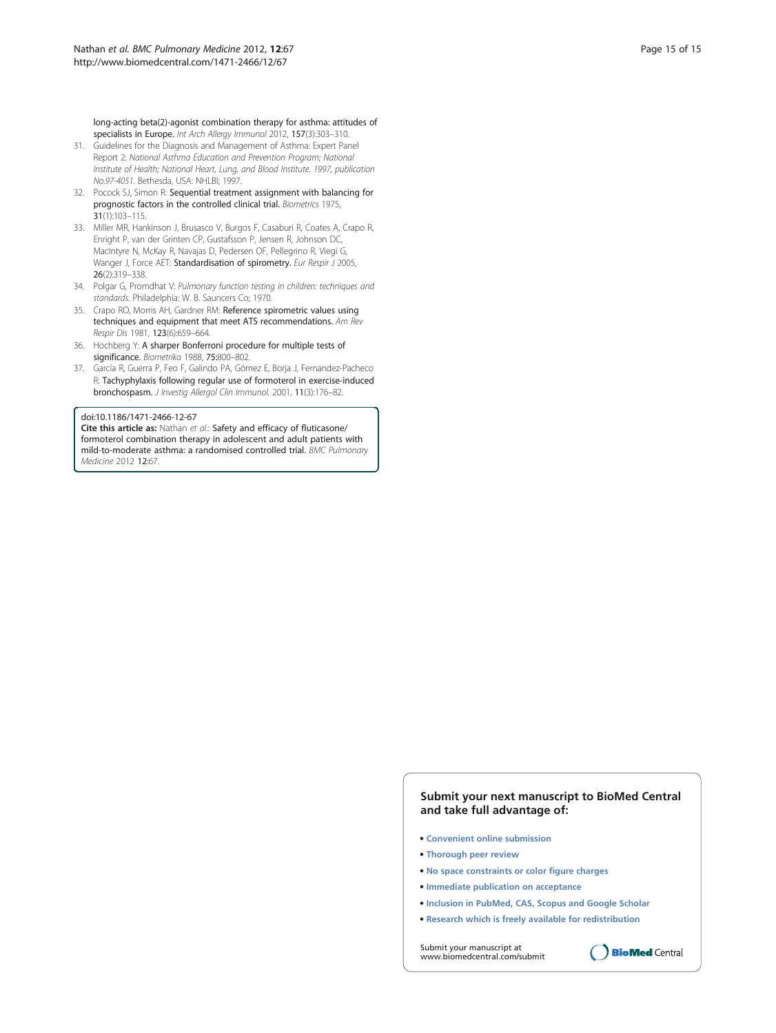long-acting beta(2)-agonist combination therapy for asthma: attitudes of specialists in Europe. *Int Arch Allergy Immunol* 2012, **157**(3):303–310.

31. Guidelines for the Diagnosis and Management of Asthma: Expert Panel Report 2: *National Asthma Education and Prevention Program; National Institute of Health; National Heart, Lung, and Blood Institute. 1997, publication No.97-4051*. Bethesda, USA: NHLBI; 1997.
32. Pocock SJ, Simon R: **Sequential treatment assignment with balancing for prognostic factors in the controlled clinical trial.** *Biometrics* 1975, **31**(1):103–115.
33. Miller MR, Hankinson J, Brusasco V, Burgos F, Casaburi R, Coates A, Crapo R, Enright P, van der Grinten CP, Gustafsson P, Jensen R, Johnson DC, MacIntyre N, McKay R, Navajas D, Pedersen OF, Pellegrino R, Viegi G, Wanger J, Force AET: **Standardisation of spirometry.** *Eur Respir J* 2005, **26**(2):319–338.
34. Polgar G, Promdhat V: *Pulmonary function testing in children: techniques and standards*. Philadelphia: W. B. Sauncers Co; 1970.
35. Crapo RO, Morris AH, Gardner RM: **Reference spirometric values using techniques and equipment that meet ATS recommendations.** *Am Rev Respir Dis* 1981, **123**(6):659–664.
36. Hochberg Y: **A sharper Bonferroni procedure for multiple tests of significance.** *Biometrika* 1988, **75:**800–802.
37. García R, Guerra P, Feo F, Galindo PA, Gómez E, Borja J, Fernandez-Pacheco R: **Tachyphylaxis following regular use of formoterol in exercise-induced bronchospasm.** *J Investig Allergol Clin Immunol.* 2001, **11**(3):176–82.

doi:10.1186/1471-2466-12-67
**Cite this article as:** Nathan *et al.*: Safety and efficacy of fluticasone/formoterol combination therapy in adolescent and adult patients with mild-to-moderate asthma: a randomised controlled trial. *BMC Pulmonary Medicine* 2012 **12**:67.

**Submit your next manuscript to BioMed Central and take full advantage of:**

- **Convenient online submission**
- **Thorough peer review**
- **No space constraints or color figure charges**
- **Immediate publication on acceptance**
- **Inclusion in PubMed, CAS, Scopus and Google Scholar**
- **Research which is freely available for redistribution**

Submit your manuscript at www.biomedcentral.com/submit

BioMed Central